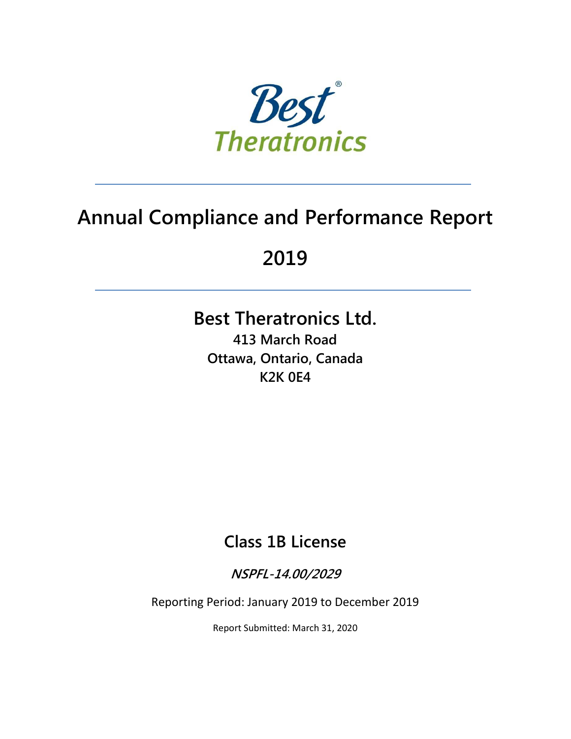Best Theratronics

# Annual Compliance and Performance Report

# 2019

## Best Theratronics Ltd.

**413 March Road**
**Ottawa, Ontario, Canada**
**K2K 0E4**

## Class 1B License

***NSPFL-14.00/2029***

Reporting Period: January 2019 to December 2019

Report Submitted: March 31, 2020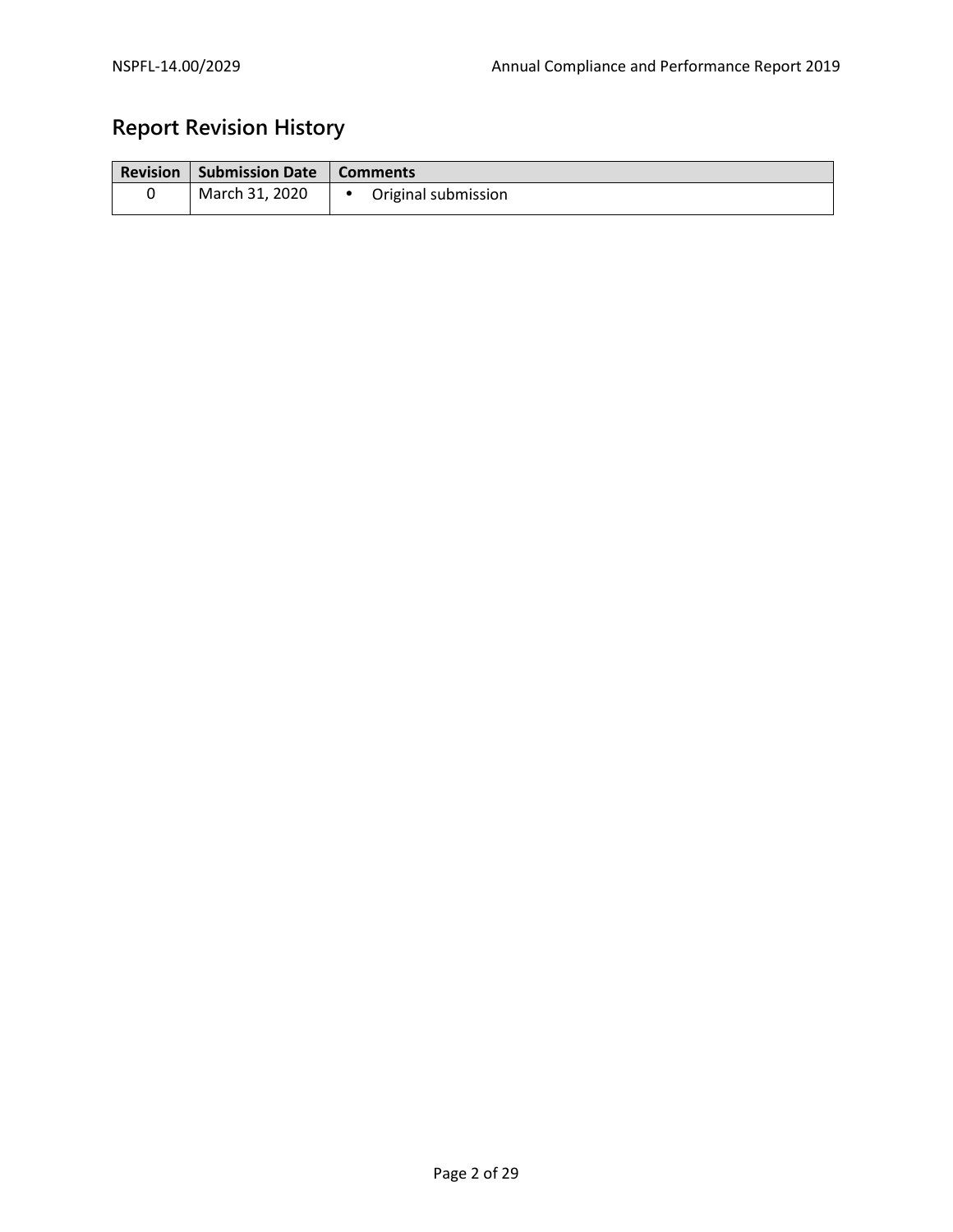## Report Revision History

| Revision | Submission Date | Comments |
|---|---|---|
| 0 | March 31, 2020 | • Original submission |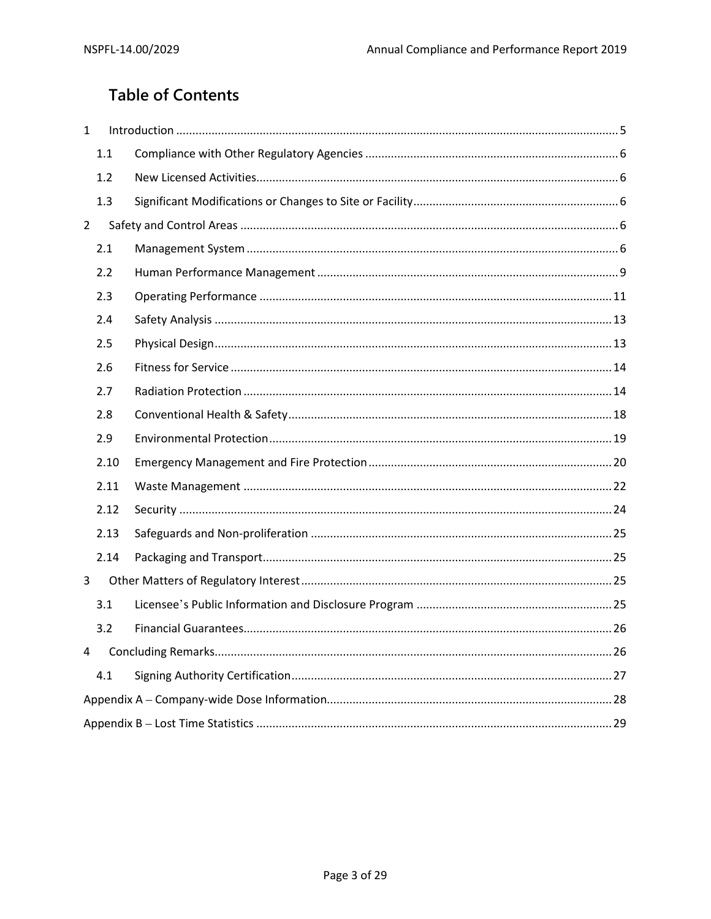# Table of Contents

1 Introduction ........................................................................................................................................ 5

  1.1 Compliance with Other Regulatory Agencies .............................................................................. 6

  1.2 New Licensed Activities................................................................................................................ 6

  1.3 Significant Modifications or Changes to Site or Facility................................................................ 6

2 Safety and Control Areas ..................................................................................................................... 6

  2.1 Management System ................................................................................................................... 6

  2.2 Human Performance Management ............................................................................................. 9

  2.3 Operating Performance ............................................................................................................. 11

  2.4 Safety Analysis ........................................................................................................................... 13

  2.5 Physical Design........................................................................................................................... 13

  2.6 Fitness for Service ...................................................................................................................... 14

  2.7 Radiation Protection .................................................................................................................. 14

  2.8 Conventional Health & Safety.................................................................................................... 18

  2.9 Environmental Protection.......................................................................................................... 19

  2.10 Emergency Management and Fire Protection ........................................................................... 20

  2.11 Waste Management .................................................................................................................. 22

  2.12 Security ...................................................................................................................................... 24

  2.13 Safeguards and Non-proliferation ............................................................................................. 25

  2.14 Packaging and Transport............................................................................................................ 25

3 Other Matters of Regulatory Interest ................................................................................................ 25

  3.1 Licensee's Public Information and Disclosure Program ............................................................ 25

  3.2 Financial Guarantees.................................................................................................................. 26

4 Concluding Remarks........................................................................................................................... 26

  4.1 Signing Authority Certification................................................................................................... 27

Appendix A – Company-wide Dose Information........................................................................................ 28

Appendix B – Lost Time Statistics .............................................................................................................. 29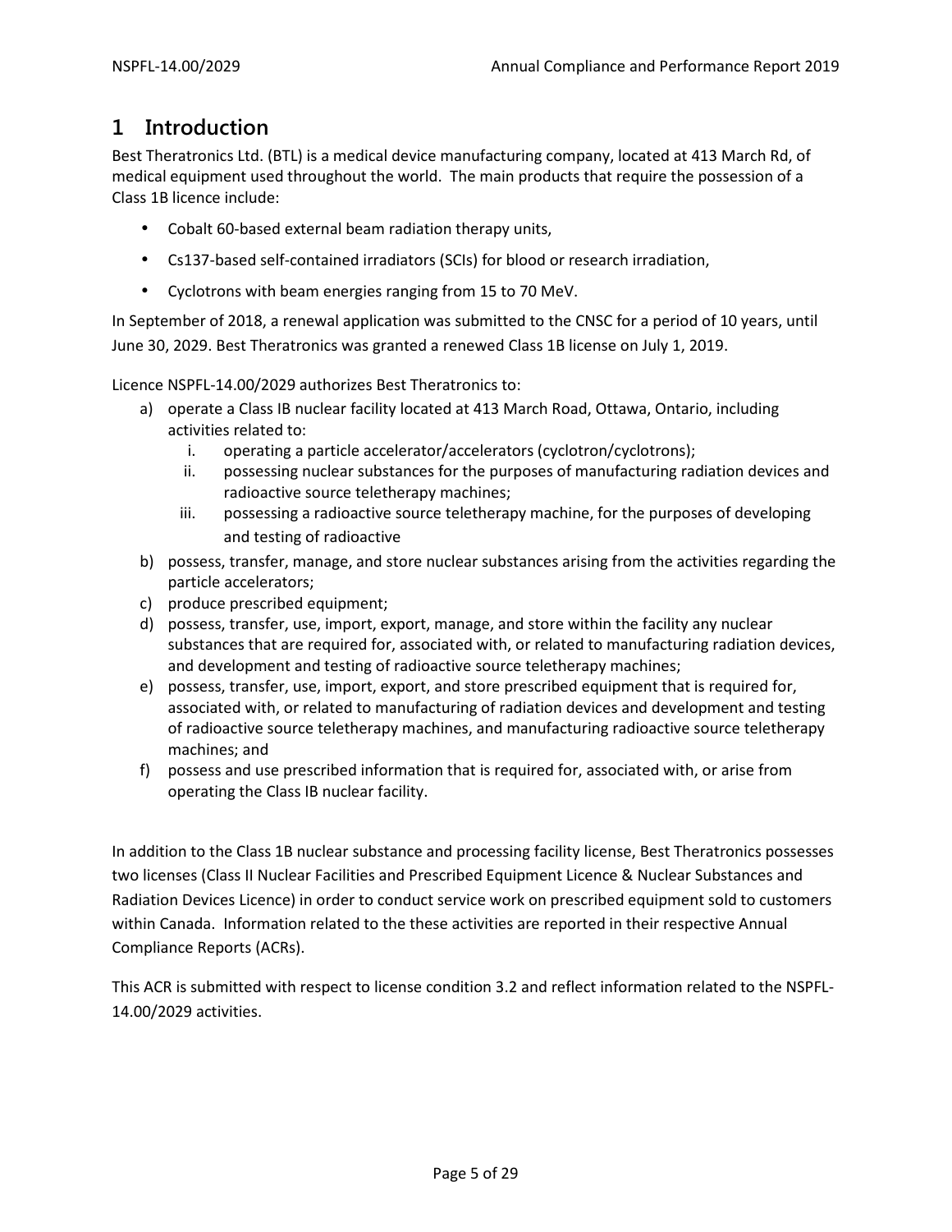# 1 Introduction

Best Theratronics Ltd. (BTL) is a medical device manufacturing company, located at 413 March Rd, of medical equipment used throughout the world. The main products that require the possession of a Class 1B licence include:

- Cobalt 60-based external beam radiation therapy units,
- Cs137-based self-contained irradiators (SCIs) for blood or research irradiation,
- Cyclotrons with beam energies ranging from 15 to 70 MeV.

In September of 2018, a renewal application was submitted to the CNSC for a period of 10 years, until June 30, 2029. Best Theratronics was granted a renewed Class 1B license on July 1, 2019.

Licence NSPFL-14.00/2029 authorizes Best Theratronics to:

a) operate a Class IB nuclear facility located at 413 March Road, Ottawa, Ontario, including activities related to:
   i. operating a particle accelerator/accelerators (cyclotron/cyclotrons);
   ii. possessing nuclear substances for the purposes of manufacturing radiation devices and radioactive source teletherapy machines;
   iii. possessing a radioactive source teletherapy machine, for the purposes of developing and testing of radioactive
b) possess, transfer, manage, and store nuclear substances arising from the activities regarding the particle accelerators;
c) produce prescribed equipment;
d) possess, transfer, use, import, export, manage, and store within the facility any nuclear substances that are required for, associated with, or related to manufacturing radiation devices, and development and testing of radioactive source teletherapy machines;
e) possess, transfer, use, import, export, and store prescribed equipment that is required for, associated with, or related to manufacturing of radiation devices and development and testing of radioactive source teletherapy machines, and manufacturing radioactive source teletherapy machines; and
f) possess and use prescribed information that is required for, associated with, or arise from operating the Class IB nuclear facility.

In addition to the Class 1B nuclear substance and processing facility license, Best Theratronics possesses two licenses (Class II Nuclear Facilities and Prescribed Equipment Licence & Nuclear Substances and Radiation Devices Licence) in order to conduct service work on prescribed equipment sold to customers within Canada. Information related to the these activities are reported in their respective Annual Compliance Reports (ACRs).

This ACR is submitted with respect to license condition 3.2 and reflect information related to the NSPFL-14.00/2029 activities.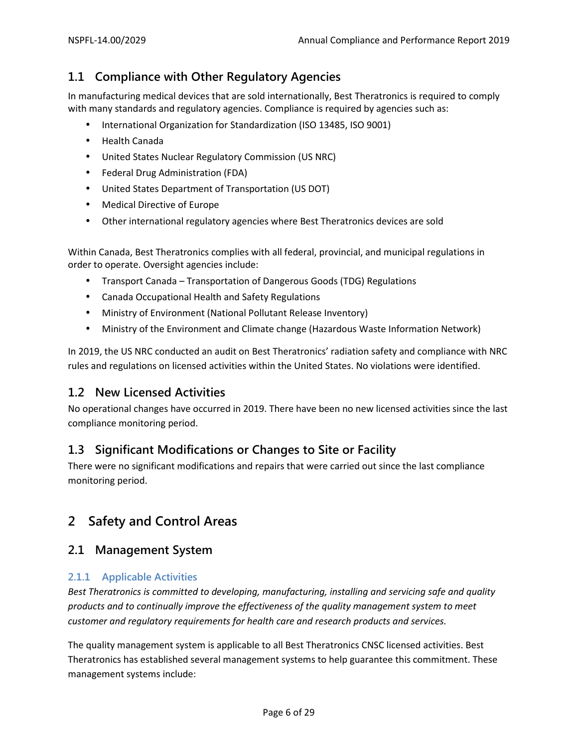## 1.1 Compliance with Other Regulatory Agencies

In manufacturing medical devices that are sold internationally, Best Theratronics is required to comply with many standards and regulatory agencies. Compliance is required by agencies such as:

- International Organization for Standardization (ISO 13485, ISO 9001)
- Health Canada
- United States Nuclear Regulatory Commission (US NRC)
- Federal Drug Administration (FDA)
- United States Department of Transportation (US DOT)
- Medical Directive of Europe
- Other international regulatory agencies where Best Theratronics devices are sold

Within Canada, Best Theratronics complies with all federal, provincial, and municipal regulations in order to operate. Oversight agencies include:

- Transport Canada – Transportation of Dangerous Goods (TDG) Regulations
- Canada Occupational Health and Safety Regulations
- Ministry of Environment (National Pollutant Release Inventory)
- Ministry of the Environment and Climate change (Hazardous Waste Information Network)

In 2019, the US NRC conducted an audit on Best Theratronics' radiation safety and compliance with NRC rules and regulations on licensed activities within the United States. No violations were identified.

## 1.2 New Licensed Activities

No operational changes have occurred in 2019. There have been no new licensed activities since the last compliance monitoring period.

## 1.3 Significant Modifications or Changes to Site or Facility

There were no significant modifications and repairs that were carried out since the last compliance monitoring period.

# 2 Safety and Control Areas

## 2.1 Management System

### 2.1.1 Applicable Activities

*Best Theratronics is committed to developing, manufacturing, installing and servicing safe and quality products and to continually improve the effectiveness of the quality management system to meet customer and regulatory requirements for health care and research products and services.*

The quality management system is applicable to all Best Theratronics CNSC licensed activities. Best Theratronics has established several management systems to help guarantee this commitment. These management systems include: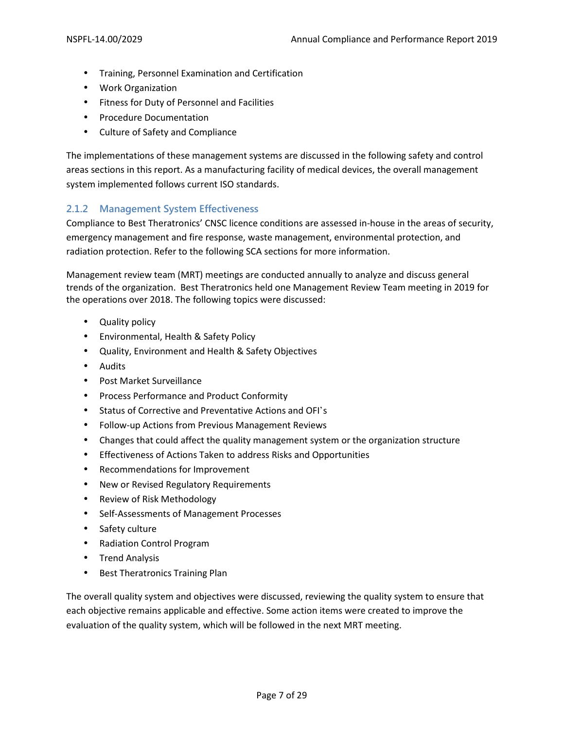- Training, Personnel Examination and Certification
- Work Organization
- Fitness for Duty of Personnel and Facilities
- Procedure Documentation
- Culture of Safety and Compliance

The implementations of these management systems are discussed in the following safety and control areas sections in this report. As a manufacturing facility of medical devices, the overall management system implemented follows current ISO standards.

### 2.1.2 Management System Effectiveness

Compliance to Best Theratronics' CNSC licence conditions are assessed in-house in the areas of security, emergency management and fire response, waste management, environmental protection, and radiation protection. Refer to the following SCA sections for more information.

Management review team (MRT) meetings are conducted annually to analyze and discuss general trends of the organization. Best Theratronics held one Management Review Team meeting in 2019 for the operations over 2018. The following topics were discussed:

- Quality policy
- Environmental, Health & Safety Policy
- Quality, Environment and Health & Safety Objectives
- Audits
- Post Market Surveillance
- Process Performance and Product Conformity
- Status of Corrective and Preventative Actions and OFI's
- Follow-up Actions from Previous Management Reviews
- Changes that could affect the quality management system or the organization structure
- Effectiveness of Actions Taken to address Risks and Opportunities
- Recommendations for Improvement
- New or Revised Regulatory Requirements
- Review of Risk Methodology
- Self-Assessments of Management Processes
- Safety culture
- Radiation Control Program
- Trend Analysis
- Best Theratronics Training Plan

The overall quality system and objectives were discussed, reviewing the quality system to ensure that each objective remains applicable and effective. Some action items were created to improve the evaluation of the quality system, which will be followed in the next MRT meeting.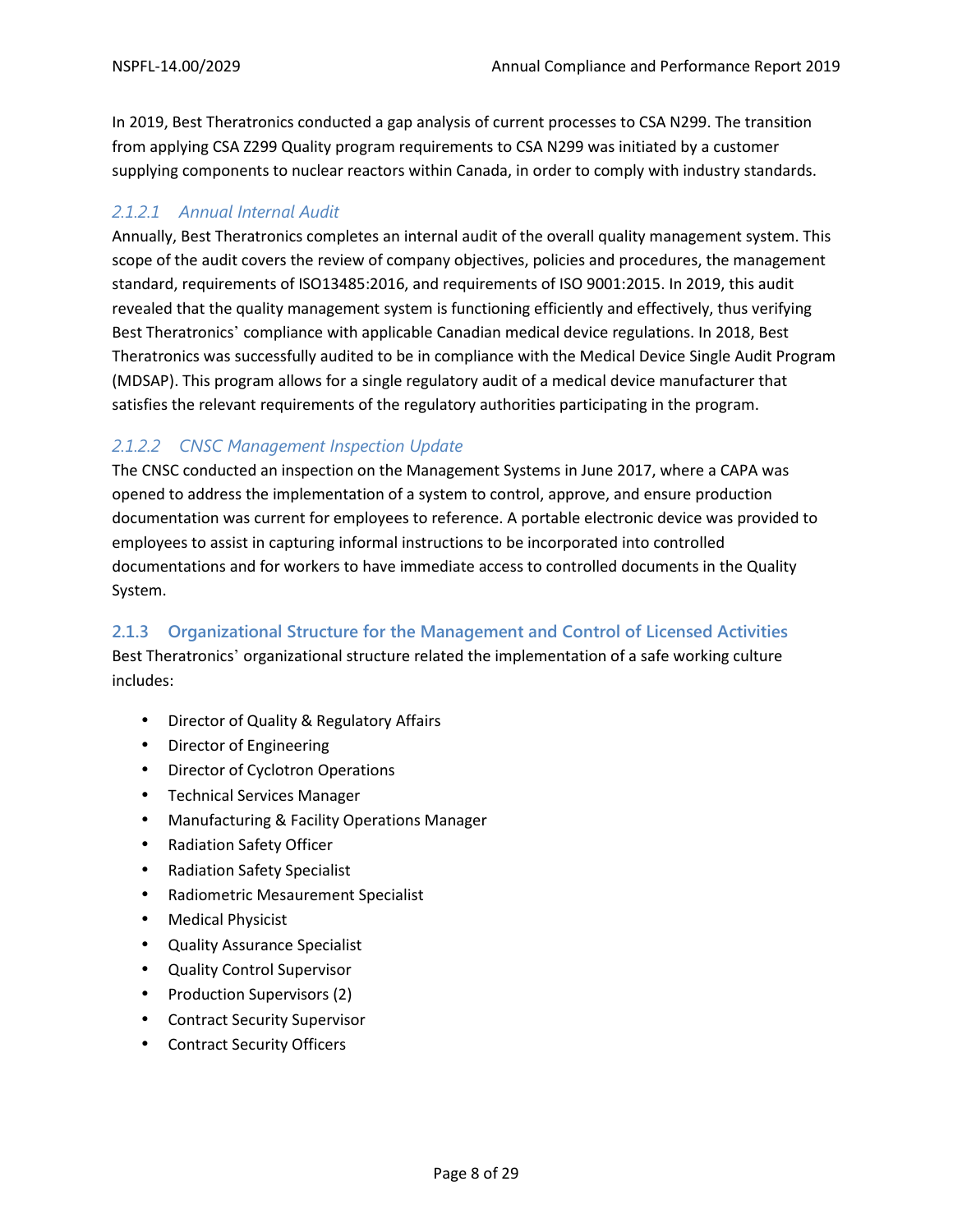In 2019, Best Theratronics conducted a gap analysis of current processes to CSA N299. The transition from applying CSA Z299 Quality program requirements to CSA N299 was initiated by a customer supplying components to nuclear reactors within Canada, in order to comply with industry standards.

#### *2.1.2.1 Annual Internal Audit*

Annually, Best Theratronics completes an internal audit of the overall quality management system. This scope of the audit covers the review of company objectives, policies and procedures, the management standard, requirements of ISO13485:2016, and requirements of ISO 9001:2015. In 2019, this audit revealed that the quality management system is functioning efficiently and effectively, thus verifying Best Theratronics' compliance with applicable Canadian medical device regulations. In 2018, Best Theratronics was successfully audited to be in compliance with the Medical Device Single Audit Program (MDSAP). This program allows for a single regulatory audit of a medical device manufacturer that satisfies the relevant requirements of the regulatory authorities participating in the program.

#### *2.1.2.2 CNSC Management Inspection Update*

The CNSC conducted an inspection on the Management Systems in June 2017, where a CAPA was opened to address the implementation of a system to control, approve, and ensure production documentation was current for employees to reference. A portable electronic device was provided to employees to assist in capturing informal instructions to be incorporated into controlled documentations and for workers to have immediate access to controlled documents in the Quality System.

### 2.1.3 Organizational Structure for the Management and Control of Licensed Activities

Best Theratronics' organizational structure related the implementation of a safe working culture includes:

- Director of Quality & Regulatory Affairs
- Director of Engineering
- Director of Cyclotron Operations
- Technical Services Manager
- Manufacturing & Facility Operations Manager
- Radiation Safety Officer
- Radiation Safety Specialist
- Radiometric Mesaurement Specialist
- Medical Physicist
- Quality Assurance Specialist
- Quality Control Supervisor
- Production Supervisors (2)
- Contract Security Supervisor
- Contract Security Officers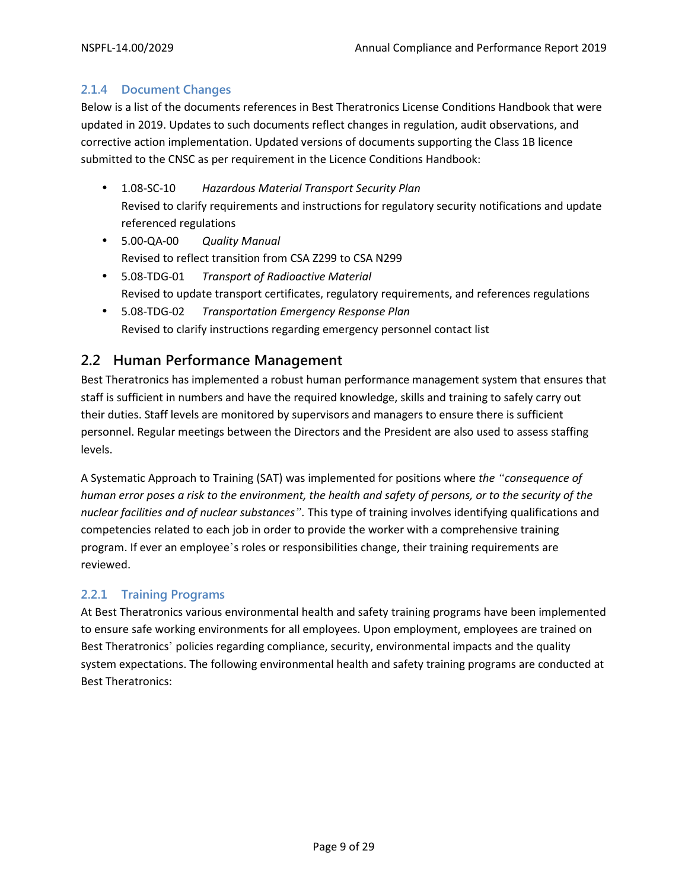### 2.1.4 Document Changes

Below is a list of the documents references in Best Theratronics License Conditions Handbook that were updated in 2019. Updates to such documents reflect changes in regulation, audit observations, and corrective action implementation. Updated versions of documents supporting the Class 1B licence submitted to the CNSC as per requirement in the Licence Conditions Handbook:

- 1.08-SC-10 *Hazardous Material Transport Security Plan*
  Revised to clarify requirements and instructions for regulatory security notifications and update referenced regulations
- 5.00-QA-00 *Quality Manual*
  Revised to reflect transition from CSA Z299 to CSA N299
- 5.08-TDG-01 *Transport of Radioactive Material*
  Revised to update transport certificates, regulatory requirements, and references regulations
- 5.08-TDG-02 *Transportation Emergency Response Plan*
  Revised to clarify instructions regarding emergency personnel contact list

## 2.2 Human Performance Management

Best Theratronics has implemented a robust human performance management system that ensures that staff is sufficient in numbers and have the required knowledge, skills and training to safely carry out their duties. Staff levels are monitored by supervisors and managers to ensure there is sufficient personnel. Regular meetings between the Directors and the President are also used to assess staffing levels.

A Systematic Approach to Training (SAT) was implemented for positions where *the "consequence of human error poses a risk to the environment, the health and safety of persons, or to the security of the nuclear facilities and of nuclear substances".* This type of training involves identifying qualifications and competencies related to each job in order to provide the worker with a comprehensive training program. If ever an employee's roles or responsibilities change, their training requirements are reviewed.

### 2.2.1 Training Programs

At Best Theratronics various environmental health and safety training programs have been implemented to ensure safe working environments for all employees. Upon employment, employees are trained on Best Theratronics' policies regarding compliance, security, environmental impacts and the quality system expectations. The following environmental health and safety training programs are conducted at Best Theratronics: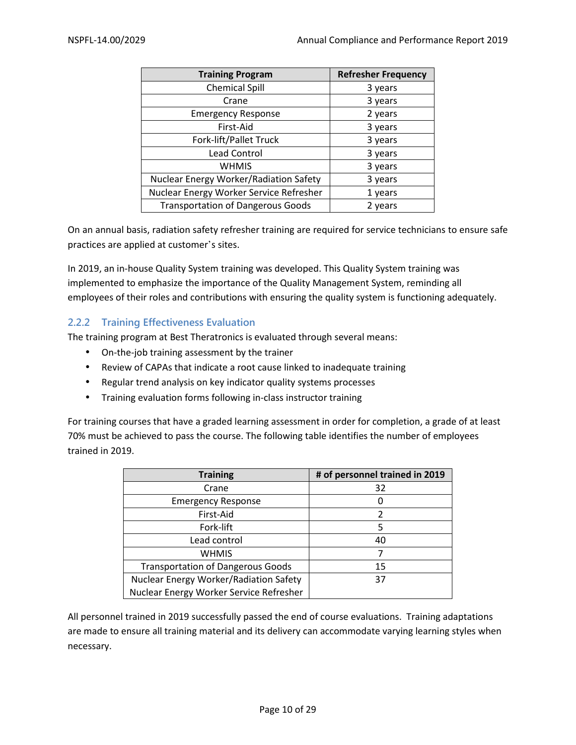| Training Program | Refresher Frequency |
| --- | --- |
| Chemical Spill | 3 years |
| Crane | 3 years |
| Emergency Response | 2 years |
| First-Aid | 3 years |
| Fork-lift/Pallet Truck | 3 years |
| Lead Control | 3 years |
| WHMIS | 3 years |
| Nuclear Energy Worker/Radiation Safety | 3 years |
| Nuclear Energy Worker Service Refresher | 1 years |
| Transportation of Dangerous Goods | 2 years |

On an annual basis, radiation safety refresher training are required for service technicians to ensure safe practices are applied at customer's sites.

In 2019, an in-house Quality System training was developed. This Quality System training was implemented to emphasize the importance of the Quality Management System, reminding all employees of their roles and contributions with ensuring the quality system is functioning adequately.

### 2.2.2 Training Effectiveness Evaluation

The training program at Best Theratronics is evaluated through several means:

- On-the-job training assessment by the trainer
- Review of CAPAs that indicate a root cause linked to inadequate training
- Regular trend analysis on key indicator quality systems processes
- Training evaluation forms following in-class instructor training

For training courses that have a graded learning assessment in order for completion, a grade of at least 70% must be achieved to pass the course. The following table identifies the number of employees trained in 2019.

| Training | # of personnel trained in 2019 |
| --- | --- |
| Crane | 32 |
| Emergency Response | 0 |
| First-Aid | 2 |
| Fork-lift | 5 |
| Lead control | 40 |
| WHMIS | 7 |
| Transportation of Dangerous Goods | 15 |
| Nuclear Energy Worker/Radiation Safety<br>Nuclear Energy Worker Service Refresher | 37 |

All personnel trained in 2019 successfully passed the end of course evaluations. Training adaptations are made to ensure all training material and its delivery can accommodate varying learning styles when necessary.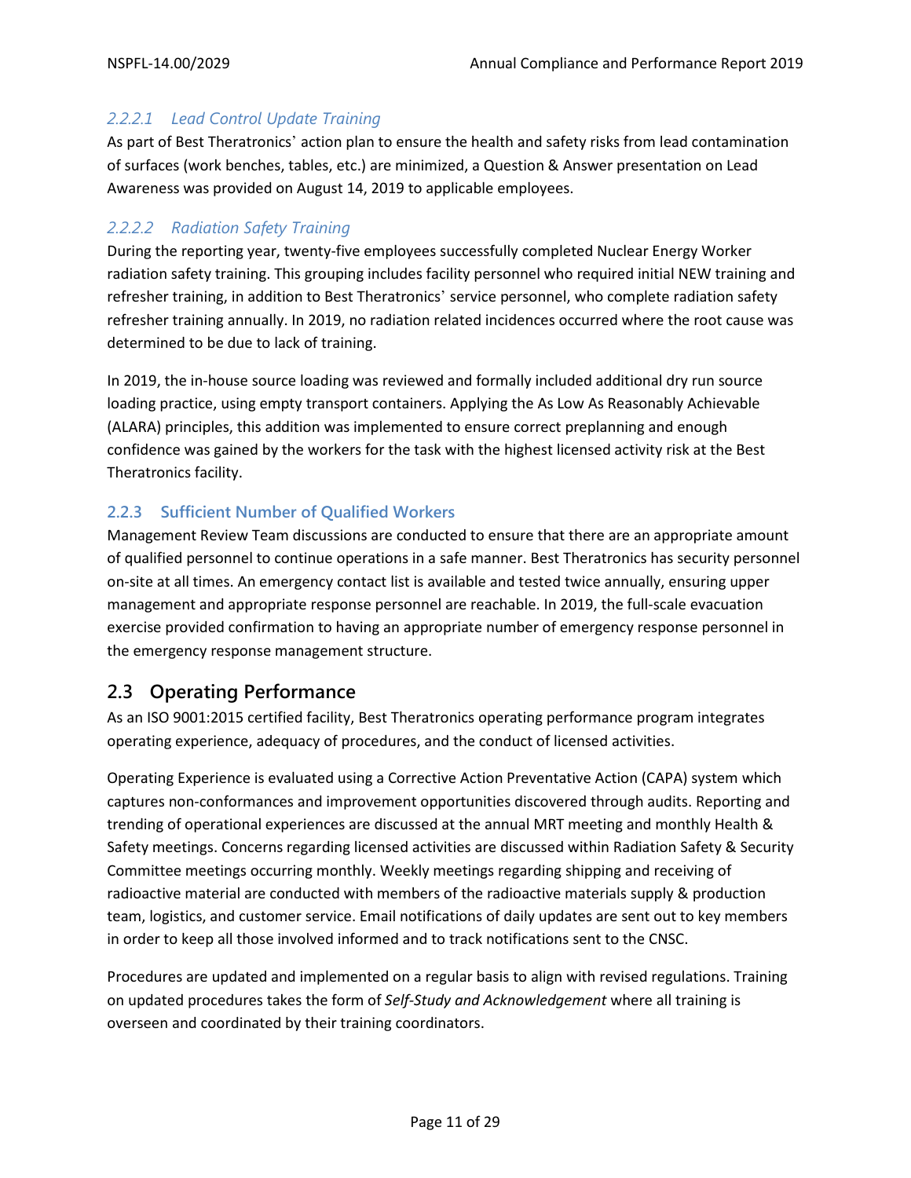#### *2.2.2.1 Lead Control Update Training*

As part of Best Theratronics' action plan to ensure the health and safety risks from lead contamination of surfaces (work benches, tables, etc.) are minimized, a Question & Answer presentation on Lead Awareness was provided on August 14, 2019 to applicable employees.

#### *2.2.2.2 Radiation Safety Training*

During the reporting year, twenty-five employees successfully completed Nuclear Energy Worker radiation safety training. This grouping includes facility personnel who required initial NEW training and refresher training, in addition to Best Theratronics' service personnel, who complete radiation safety refresher training annually. In 2019, no radiation related incidences occurred where the root cause was determined to be due to lack of training.

In 2019, the in-house source loading was reviewed and formally included additional dry run source loading practice, using empty transport containers. Applying the As Low As Reasonably Achievable (ALARA) principles, this addition was implemented to ensure correct preplanning and enough confidence was gained by the workers for the task with the highest licensed activity risk at the Best Theratronics facility.

### 2.2.3 Sufficient Number of Qualified Workers

Management Review Team discussions are conducted to ensure that there are an appropriate amount of qualified personnel to continue operations in a safe manner. Best Theratronics has security personnel on-site at all times. An emergency contact list is available and tested twice annually, ensuring upper management and appropriate response personnel are reachable. In 2019, the full-scale evacuation exercise provided confirmation to having an appropriate number of emergency response personnel in the emergency response management structure.

## 2.3 Operating Performance

As an ISO 9001:2015 certified facility, Best Theratronics operating performance program integrates operating experience, adequacy of procedures, and the conduct of licensed activities.

Operating Experience is evaluated using a Corrective Action Preventative Action (CAPA) system which captures non-conformances and improvement opportunities discovered through audits. Reporting and trending of operational experiences are discussed at the annual MRT meeting and monthly Health & Safety meetings. Concerns regarding licensed activities are discussed within Radiation Safety & Security Committee meetings occurring monthly. Weekly meetings regarding shipping and receiving of radioactive material are conducted with members of the radioactive materials supply & production team, logistics, and customer service. Email notifications of daily updates are sent out to key members in order to keep all those involved informed and to track notifications sent to the CNSC.

Procedures are updated and implemented on a regular basis to align with revised regulations. Training on updated procedures takes the form of *Self-Study and Acknowledgement* where all training is overseen and coordinated by their training coordinators.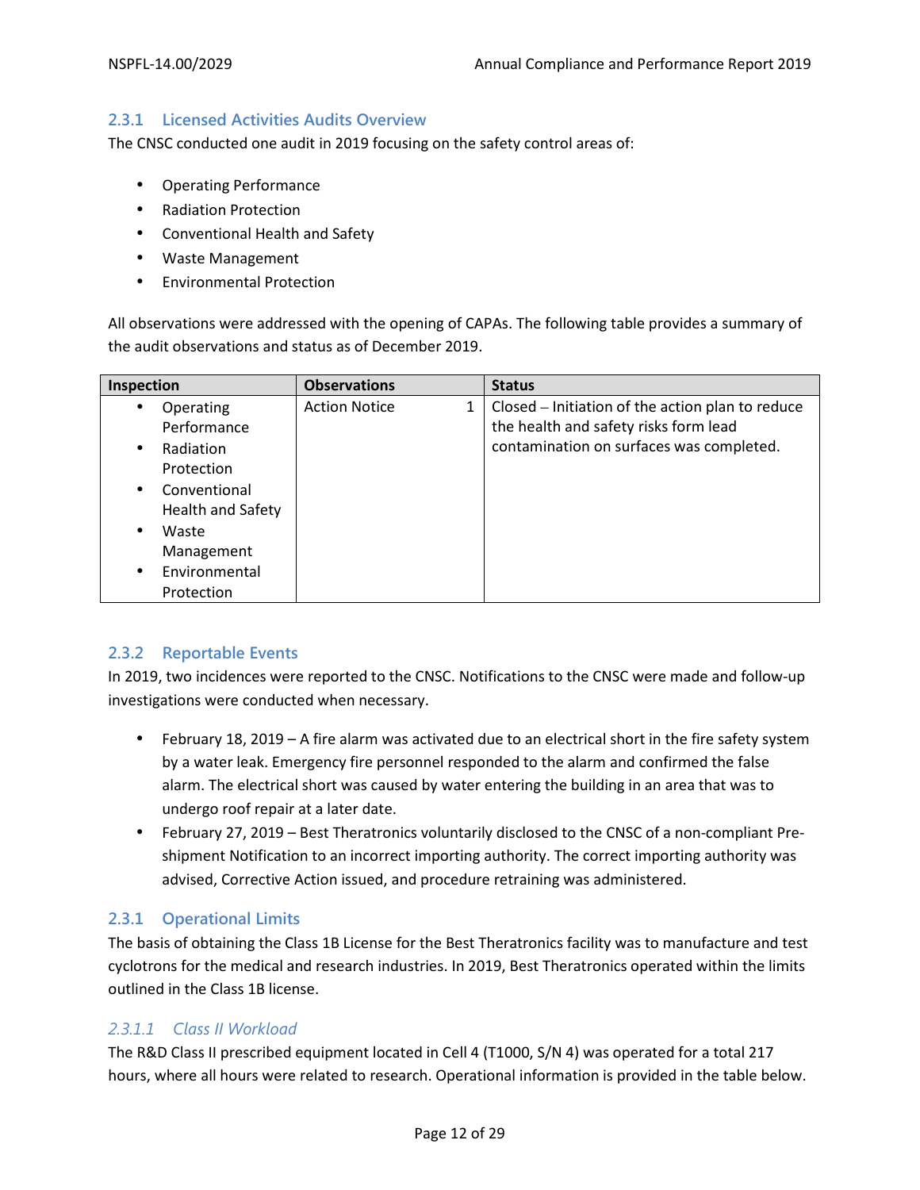### 2.3.1 Licensed Activities Audits Overview

The CNSC conducted one audit in 2019 focusing on the safety control areas of:

- Operating Performance
- Radiation Protection
- Conventional Health and Safety
- Waste Management
- Environmental Protection

All observations were addressed with the opening of CAPAs. The following table provides a summary of the audit observations and status as of December 2019.

| Inspection | Observations | | Status |
|---|---|---|---|
| • Operating Performance<br>• Radiation Protection<br>• Conventional Health and Safety<br>• Waste Management<br>• Environmental Protection | Action Notice | 1 | Closed – Initiation of the action plan to reduce the health and safety risks form lead contamination on surfaces was completed. |

### 2.3.2 Reportable Events

In 2019, two incidences were reported to the CNSC. Notifications to the CNSC were made and follow-up investigations were conducted when necessary.

- February 18, 2019 – A fire alarm was activated due to an electrical short in the fire safety system by a water leak. Emergency fire personnel responded to the alarm and confirmed the false alarm. The electrical short was caused by water entering the building in an area that was to undergo roof repair at a later date.
- February 27, 2019 – Best Theratronics voluntarily disclosed to the CNSC of a non-compliant Pre-shipment Notification to an incorrect importing authority. The correct importing authority was advised, Corrective Action issued, and procedure retraining was administered.

### 2.3.1 Operational Limits

The basis of obtaining the Class 1B License for the Best Theratronics facility was to manufacture and test cyclotrons for the medical and research industries. In 2019, Best Theratronics operated within the limits outlined in the Class 1B license.

#### *2.3.1.1 Class II Workload*

The R&D Class II prescribed equipment located in Cell 4 (T1000, S/N 4) was operated for a total 217 hours, where all hours were related to research. Operational information is provided in the table below.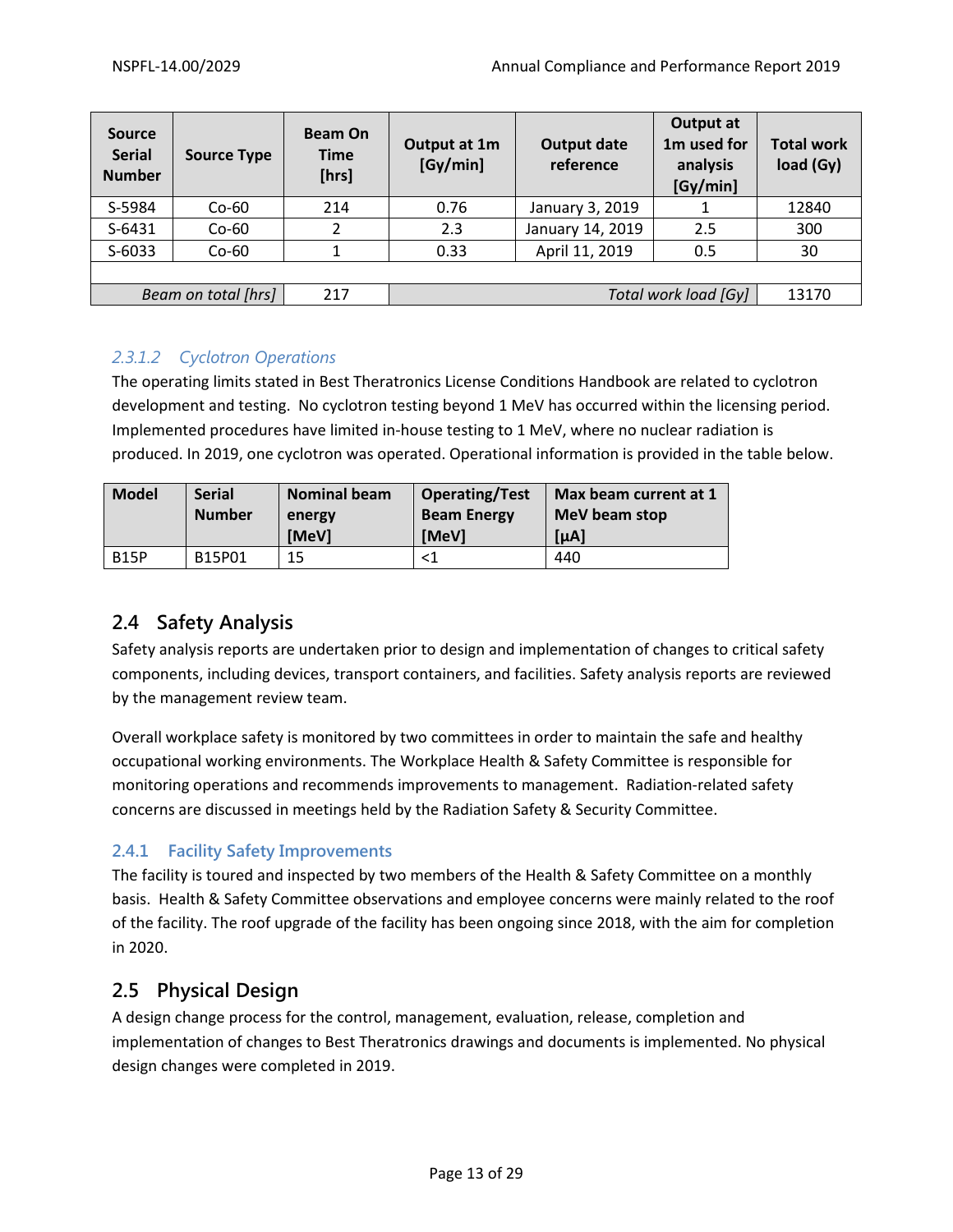| Source Serial Number | Source Type | Beam On Time [hrs] | Output at 1m [Gy/min] | Output date reference | Output at 1m used for analysis [Gy/min] | Total work load (Gy) |
|---|---|---|---|---|---|---|
| S-5984 | Co-60 | 214 | 0.76 | January 3, 2019 | 1 | 12840 |
| S-6431 | Co-60 | 2 | 2.3 | January 14, 2019 | 2.5 | 300 |
| S-6033 | Co-60 | 1 | 0.33 | April 11, 2019 | 0.5 | 30 |
| | | | | | | |
| *Beam on total [hrs]* | | 217 | | | *Total work load [Gy]* | 13170 |

#### *2.3.1.2 Cyclotron Operations*

The operating limits stated in Best Theratronics License Conditions Handbook are related to cyclotron development and testing. No cyclotron testing beyond 1 MeV has occurred within the licensing period. Implemented procedures have limited in-house testing to 1 MeV, where no nuclear radiation is produced. In 2019, one cyclotron was operated. Operational information is provided in the table below.

| Model | Serial Number | Nominal beam energy [MeV] | Operating/Test Beam Energy [MeV] | Max beam current at 1 MeV beam stop [μA] |
|---|---|---|---|---|
| B15P | B15P01 | 15 | <1 | 440 |

## 2.4 Safety Analysis

Safety analysis reports are undertaken prior to design and implementation of changes to critical safety components, including devices, transport containers, and facilities. Safety analysis reports are reviewed by the management review team.

Overall workplace safety is monitored by two committees in order to maintain the safe and healthy occupational working environments. The Workplace Health & Safety Committee is responsible for monitoring operations and recommends improvements to management. Radiation-related safety concerns are discussed in meetings held by the Radiation Safety & Security Committee.

### 2.4.1 Facility Safety Improvements

The facility is toured and inspected by two members of the Health & Safety Committee on a monthly basis. Health & Safety Committee observations and employee concerns were mainly related to the roof of the facility. The roof upgrade of the facility has been ongoing since 2018, with the aim for completion in 2020.

## 2.5 Physical Design

A design change process for the control, management, evaluation, release, completion and implementation of changes to Best Theratronics drawings and documents is implemented. No physical design changes were completed in 2019.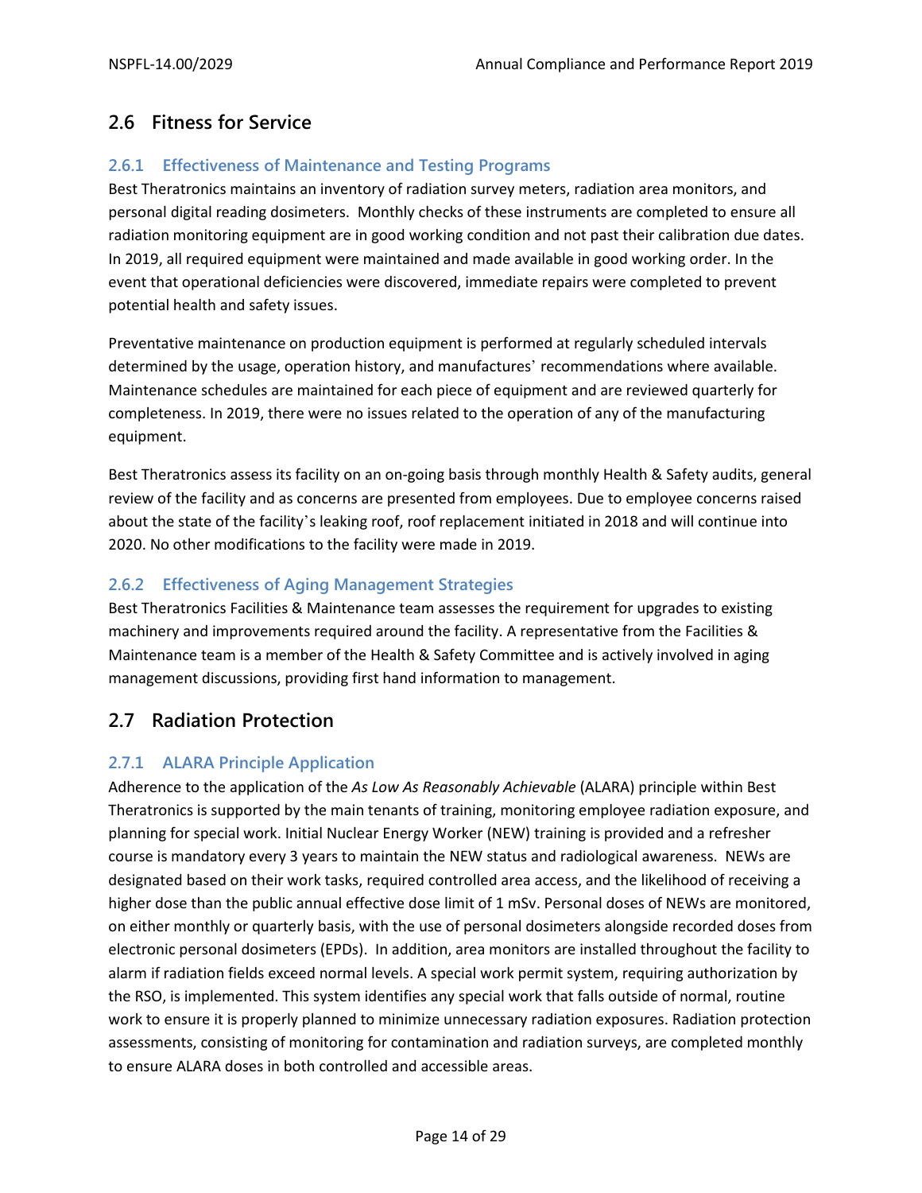## 2.6 Fitness for Service

### 2.6.1 Effectiveness of Maintenance and Testing Programs

Best Theratronics maintains an inventory of radiation survey meters, radiation area monitors, and personal digital reading dosimeters. Monthly checks of these instruments are completed to ensure all radiation monitoring equipment are in good working condition and not past their calibration due dates. In 2019, all required equipment were maintained and made available in good working order. In the event that operational deficiencies were discovered, immediate repairs were completed to prevent potential health and safety issues.

Preventative maintenance on production equipment is performed at regularly scheduled intervals determined by the usage, operation history, and manufactures' recommendations where available. Maintenance schedules are maintained for each piece of equipment and are reviewed quarterly for completeness. In 2019, there were no issues related to the operation of any of the manufacturing equipment.

Best Theratronics assess its facility on an on-going basis through monthly Health & Safety audits, general review of the facility and as concerns are presented from employees. Due to employee concerns raised about the state of the facility's leaking roof, roof replacement initiated in 2018 and will continue into 2020. No other modifications to the facility were made in 2019.

### 2.6.2 Effectiveness of Aging Management Strategies

Best Theratronics Facilities & Maintenance team assesses the requirement for upgrades to existing machinery and improvements required around the facility. A representative from the Facilities & Maintenance team is a member of the Health & Safety Committee and is actively involved in aging management discussions, providing first hand information to management.

## 2.7 Radiation Protection

### 2.7.1 ALARA Principle Application

Adherence to the application of the *As Low As Reasonably Achievable* (ALARA) principle within Best Theratronics is supported by the main tenants of training, monitoring employee radiation exposure, and planning for special work. Initial Nuclear Energy Worker (NEW) training is provided and a refresher course is mandatory every 3 years to maintain the NEW status and radiological awareness. NEWs are designated based on their work tasks, required controlled area access, and the likelihood of receiving a higher dose than the public annual effective dose limit of 1 mSv. Personal doses of NEWs are monitored, on either monthly or quarterly basis, with the use of personal dosimeters alongside recorded doses from electronic personal dosimeters (EPDs). In addition, area monitors are installed throughout the facility to alarm if radiation fields exceed normal levels. A special work permit system, requiring authorization by the RSO, is implemented. This system identifies any special work that falls outside of normal, routine work to ensure it is properly planned to minimize unnecessary radiation exposures. Radiation protection assessments, consisting of monitoring for contamination and radiation surveys, are completed monthly to ensure ALARA doses in both controlled and accessible areas.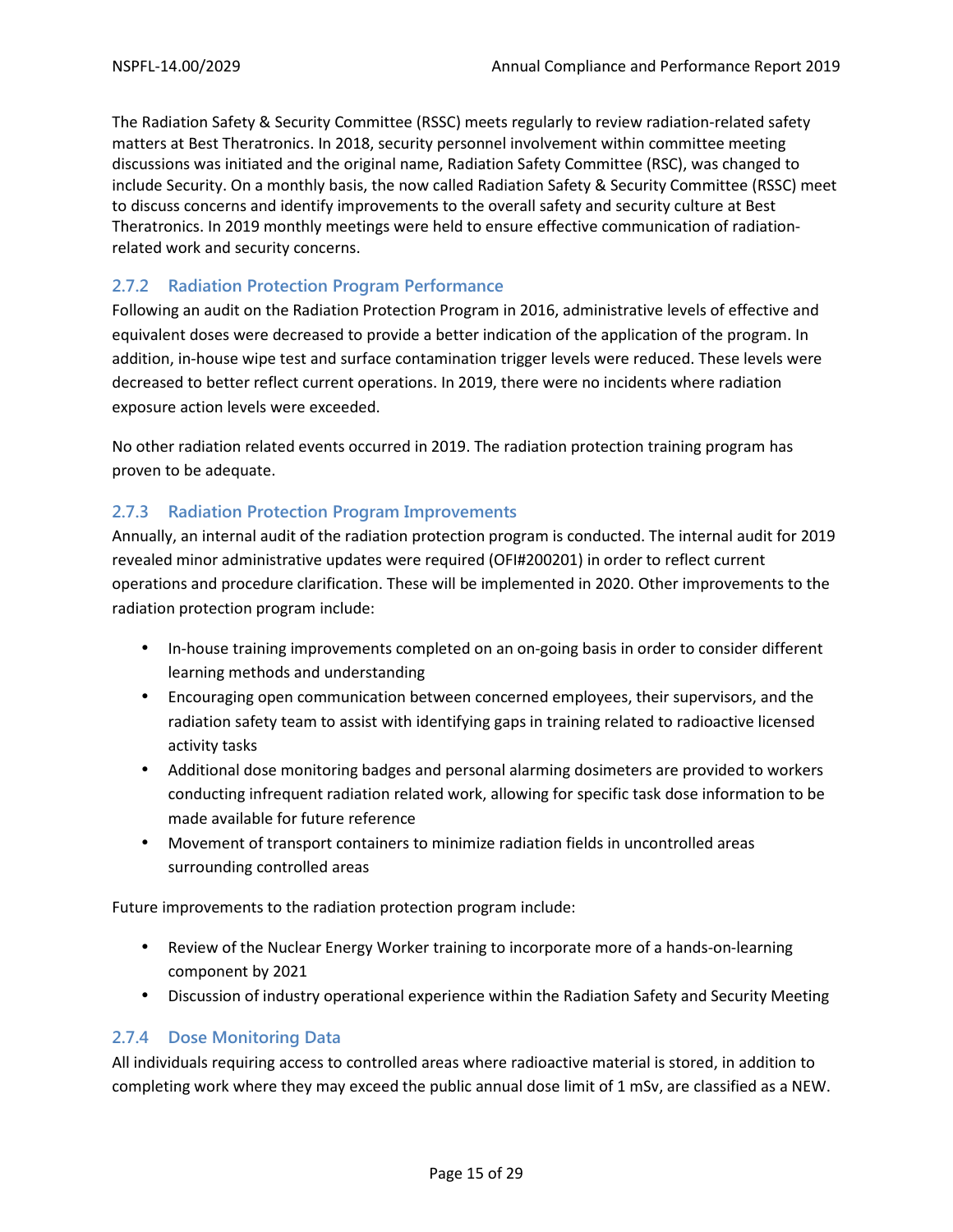The Radiation Safety & Security Committee (RSSC) meets regularly to review radiation-related safety matters at Best Theratronics. In 2018, security personnel involvement within committee meeting discussions was initiated and the original name, Radiation Safety Committee (RSC), was changed to include Security. On a monthly basis, the now called Radiation Safety & Security Committee (RSSC) meet to discuss concerns and identify improvements to the overall safety and security culture at Best Theratronics. In 2019 monthly meetings were held to ensure effective communication of radiation-related work and security concerns.

### 2.7.2 Radiation Protection Program Performance

Following an audit on the Radiation Protection Program in 2016, administrative levels of effective and equivalent doses were decreased to provide a better indication of the application of the program. In addition, in-house wipe test and surface contamination trigger levels were reduced. These levels were decreased to better reflect current operations. In 2019, there were no incidents where radiation exposure action levels were exceeded.

No other radiation related events occurred in 2019. The radiation protection training program has proven to be adequate.

### 2.7.3 Radiation Protection Program Improvements

Annually, an internal audit of the radiation protection program is conducted. The internal audit for 2019 revealed minor administrative updates were required (OFI#200201) in order to reflect current operations and procedure clarification. These will be implemented in 2020. Other improvements to the radiation protection program include:

- In-house training improvements completed on an on-going basis in order to consider different learning methods and understanding
- Encouraging open communication between concerned employees, their supervisors, and the radiation safety team to assist with identifying gaps in training related to radioactive licensed activity tasks
- Additional dose monitoring badges and personal alarming dosimeters are provided to workers conducting infrequent radiation related work, allowing for specific task dose information to be made available for future reference
- Movement of transport containers to minimize radiation fields in uncontrolled areas surrounding controlled areas

Future improvements to the radiation protection program include:

- Review of the Nuclear Energy Worker training to incorporate more of a hands-on-learning component by 2021
- Discussion of industry operational experience within the Radiation Safety and Security Meeting

### 2.7.4 Dose Monitoring Data

All individuals requiring access to controlled areas where radioactive material is stored, in addition to completing work where they may exceed the public annual dose limit of 1 mSv, are classified as a NEW.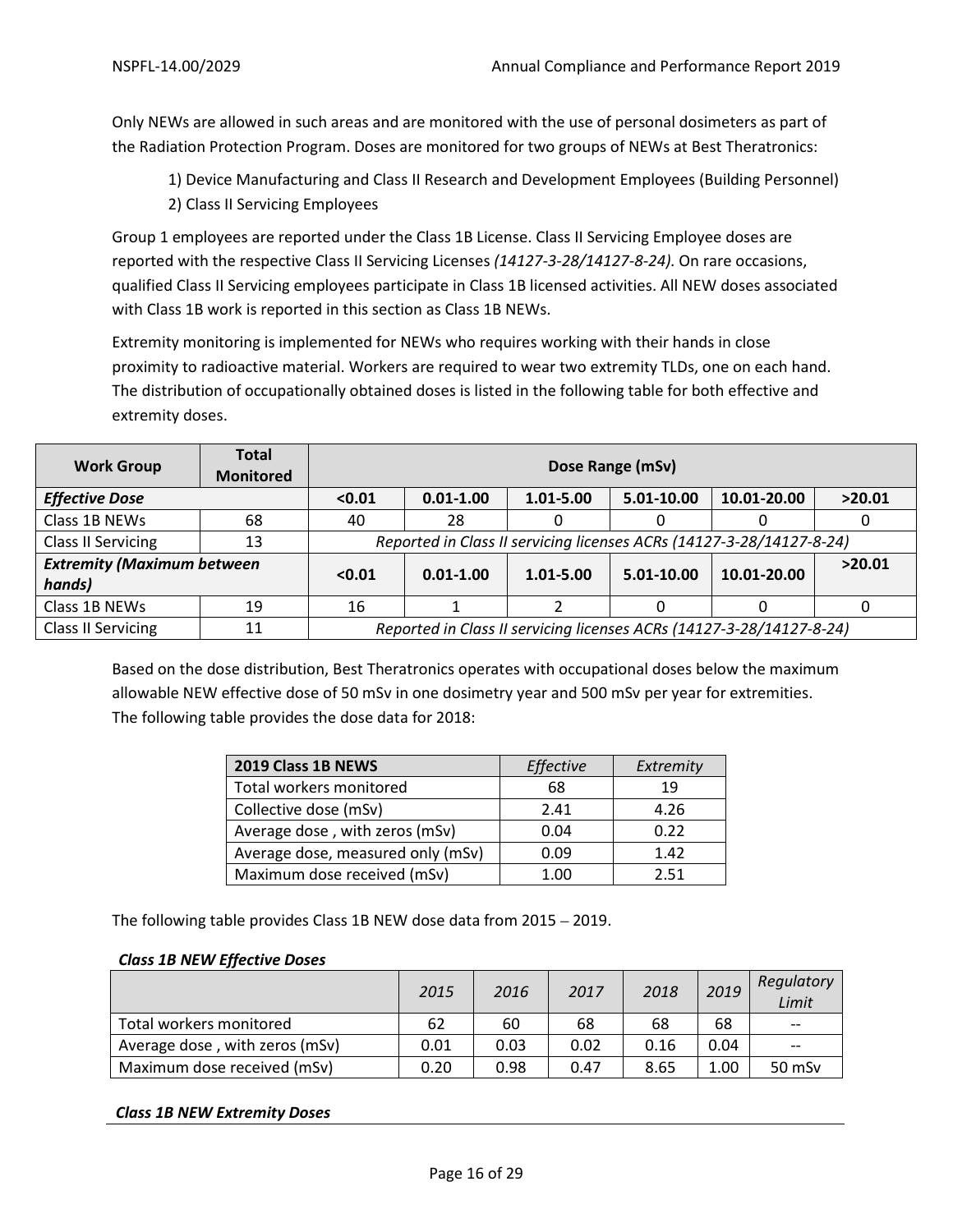Only NEWs are allowed in such areas and are monitored with the use of personal dosimeters as part of the Radiation Protection Program. Doses are monitored for two groups of NEWs at Best Theratronics:

1) Device Manufacturing and Class II Research and Development Employees (Building Personnel)
2) Class II Servicing Employees

Group 1 employees are reported under the Class 1B License. Class II Servicing Employee doses are reported with the respective Class II Servicing Licenses *(14127-3-28/14127-8-24)*. On rare occasions, qualified Class II Servicing employees participate in Class 1B licensed activities. All NEW doses associated with Class 1B work is reported in this section as Class 1B NEWs.

Extremity monitoring is implemented for NEWs who requires working with their hands in close proximity to radioactive material. Workers are required to wear two extremity TLDs, one on each hand. The distribution of occupationally obtained doses is listed in the following table for both effective and extremity doses.

| Work Group | Total Monitored | Dose Range (mSv) | | | | | |
|---|---|---|---|---|---|---|---|
| ***Effective Dose*** | | **<0.01** | **0.01-1.00** | **1.01-5.00** | **5.01-10.00** | **10.01-20.00** | **>20.01** |
| Class 1B NEWs | 68 | 40 | 28 | 0 | 0 | 0 | 0 |
| Class II Servicing | 13 | *Reported in Class II servicing licenses ACRs (14127-3-28/14127-8-24)* | | | | | |
| ***Extremity (Maximum between hands)*** | | **<0.01** | **0.01-1.00** | **1.01-5.00** | **5.01-10.00** | **10.01-20.00** | **>20.01** |
| Class 1B NEWs | 19 | 16 | 1 | 2 | 0 | 0 | 0 |
| Class II Servicing | 11 | *Reported in Class II servicing licenses ACRs (14127-3-28/14127-8-24)* | | | | | |

Based on the dose distribution, Best Theratronics operates with occupational doses below the maximum allowable NEW effective dose of 50 mSv in one dosimetry year and 500 mSv per year for extremities. The following table provides the dose data for 2018:

| **2019 Class 1B NEWS** | *Effective* | *Extremity* |
|---|---|---|
| Total workers monitored | 68 | 19 |
| Collective dose (mSv) | 2.41 | 4.26 |
| Average dose , with zeros (mSv) | 0.04 | 0.22 |
| Average dose, measured only (mSv) | 0.09 | 1.42 |
| Maximum dose received (mSv) | 1.00 | 2.51 |

The following table provides Class 1B NEW dose data from 2015 – 2019.

***Class 1B NEW Effective Doses***

| | *2015* | *2016* | *2017* | *2018* | *2019* | *Regulatory Limit* |
|---|---|---|---|---|---|---|
| Total workers monitored | 62 | 60 | 68 | 68 | 68 | -- |
| Average dose , with zeros (mSv) | 0.01 | 0.03 | 0.02 | 0.16 | 0.04 | -- |
| Maximum dose received (mSv) | 0.20 | 0.98 | 0.47 | 8.65 | 1.00 | 50 mSv |

***Class 1B NEW Extremity Doses***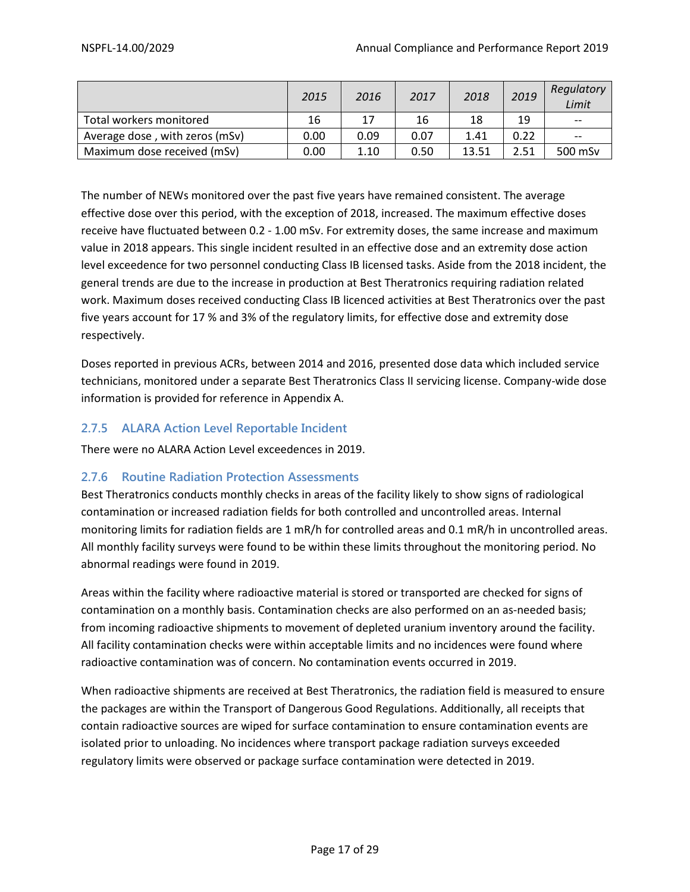| | *2015* | *2016* | *2017* | *2018* | *2019* | *Regulatory Limit* |
|---|---|---|---|---|---|---|
| Total workers monitored | 16 | 17 | 16 | 18 | 19 | -- |
| Average dose , with zeros (mSv) | 0.00 | 0.09 | 0.07 | 1.41 | 0.22 | -- |
| Maximum dose received (mSv) | 0.00 | 1.10 | 0.50 | 13.51 | 2.51 | 500 mSv |

The number of NEWs monitored over the past five years have remained consistent. The average effective dose over this period, with the exception of 2018, increased. The maximum effective doses receive have fluctuated between 0.2 - 1.00 mSv. For extremity doses, the same increase and maximum value in 2018 appears. This single incident resulted in an effective dose and an extremity dose action level exceedence for two personnel conducting Class IB licensed tasks. Aside from the 2018 incident, the general trends are due to the increase in production at Best Theratronics requiring radiation related work. Maximum doses received conducting Class IB licenced activities at Best Theratronics over the past five years account for 17 % and 3% of the regulatory limits, for effective dose and extremity dose respectively.

Doses reported in previous ACRs, between 2014 and 2016, presented dose data which included service technicians, monitored under a separate Best Theratronics Class II servicing license. Company-wide dose information is provided for reference in Appendix A.

### 2.7.5 ALARA Action Level Reportable Incident

There were no ALARA Action Level exceedences in 2019.

### 2.7.6 Routine Radiation Protection Assessments

Best Theratronics conducts monthly checks in areas of the facility likely to show signs of radiological contamination or increased radiation fields for both controlled and uncontrolled areas. Internal monitoring limits for radiation fields are 1 mR/h for controlled areas and 0.1 mR/h in uncontrolled areas. All monthly facility surveys were found to be within these limits throughout the monitoring period. No abnormal readings were found in 2019.

Areas within the facility where radioactive material is stored or transported are checked for signs of contamination on a monthly basis. Contamination checks are also performed on an as-needed basis; from incoming radioactive shipments to movement of depleted uranium inventory around the facility. All facility contamination checks were within acceptable limits and no incidences were found where radioactive contamination was of concern. No contamination events occurred in 2019.

When radioactive shipments are received at Best Theratronics, the radiation field is measured to ensure the packages are within the Transport of Dangerous Good Regulations. Additionally, all receipts that contain radioactive sources are wiped for surface contamination to ensure contamination events are isolated prior to unloading. No incidences where transport package radiation surveys exceeded regulatory limits were observed or package surface contamination were detected in 2019.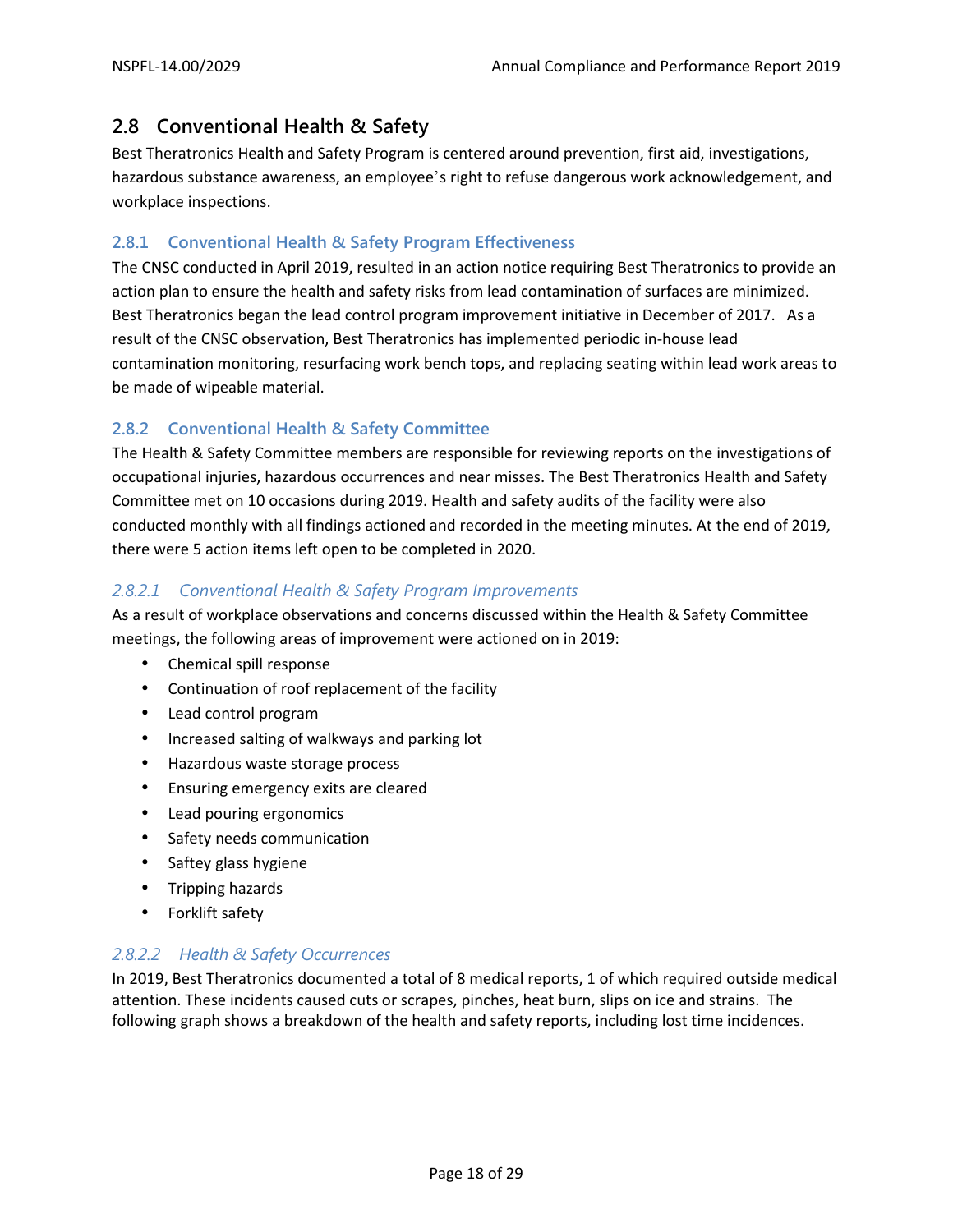## 2.8 Conventional Health & Safety

Best Theratronics Health and Safety Program is centered around prevention, first aid, investigations, hazardous substance awareness, an employee's right to refuse dangerous work acknowledgement, and workplace inspections.

### 2.8.1 Conventional Health & Safety Program Effectiveness

The CNSC conducted in April 2019, resulted in an action notice requiring Best Theratronics to provide an action plan to ensure the health and safety risks from lead contamination of surfaces are minimized. Best Theratronics began the lead control program improvement initiative in December of 2017. As a result of the CNSC observation, Best Theratronics has implemented periodic in-house lead contamination monitoring, resurfacing work bench tops, and replacing seating within lead work areas to be made of wipeable material.

### 2.8.2 Conventional Health & Safety Committee

The Health & Safety Committee members are responsible for reviewing reports on the investigations of occupational injuries, hazardous occurrences and near misses. The Best Theratronics Health and Safety Committee met on 10 occasions during 2019. Health and safety audits of the facility were also conducted monthly with all findings actioned and recorded in the meeting minutes. At the end of 2019, there were 5 action items left open to be completed in 2020.

#### *2.8.2.1 Conventional Health & Safety Program Improvements*

As a result of workplace observations and concerns discussed within the Health & Safety Committee meetings, the following areas of improvement were actioned on in 2019:

- Chemical spill response
- Continuation of roof replacement of the facility
- Lead control program
- Increased salting of walkways and parking lot
- Hazardous waste storage process
- Ensuring emergency exits are cleared
- Lead pouring ergonomics
- Safety needs communication
- Saftey glass hygiene
- Tripping hazards
- Forklift safety

#### *2.8.2.2 Health & Safety Occurrences*

In 2019, Best Theratronics documented a total of 8 medical reports, 1 of which required outside medical attention. These incidents caused cuts or scrapes, pinches, heat burn, slips on ice and strains. The following graph shows a breakdown of the health and safety reports, including lost time incidences.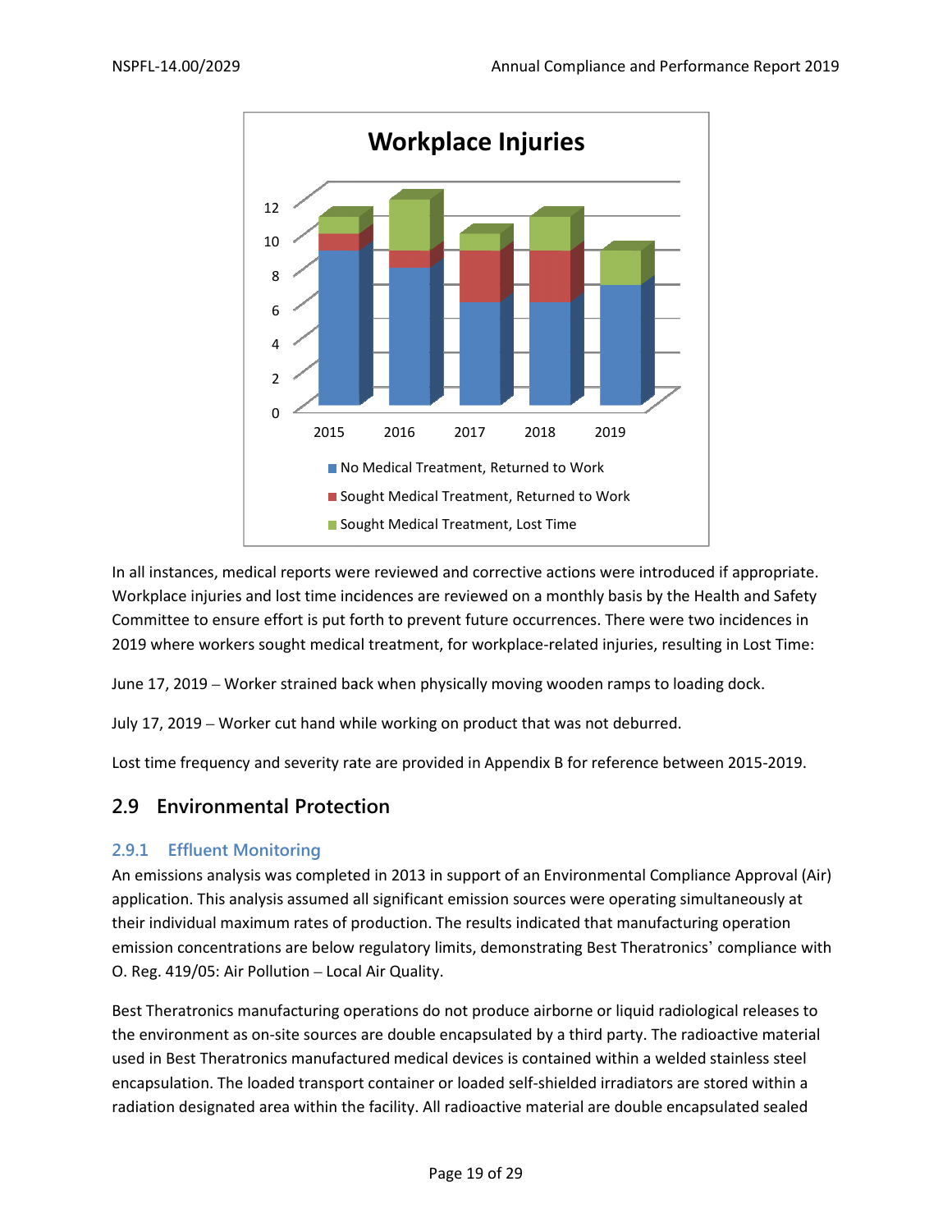In all instances, medical reports were reviewed and corrective actions were introduced if appropriate. Workplace injuries and lost time incidences are reviewed on a monthly basis by the Health and Safety Committee to ensure effort is put forth to prevent future occurrences. There were two incidences in 2019 where workers sought medical treatment, for workplace-related injuries, resulting in Lost Time:

June 17, 2019 – Worker strained back when physically moving wooden ramps to loading dock.

July 17, 2019 – Worker cut hand while working on product that was not deburred.

Lost time frequency and severity rate are provided in Appendix B for reference between 2015-2019.

## 2.9 Environmental Protection

### 2.9.1 Effluent Monitoring

An emissions analysis was completed in 2013 in support of an Environmental Compliance Approval (Air) application. This analysis assumed all significant emission sources were operating simultaneously at their individual maximum rates of production. The results indicated that manufacturing operation emission concentrations are below regulatory limits, demonstrating Best Theratronics' compliance with O. Reg. 419/05: Air Pollution – Local Air Quality.

Best Theratronics manufacturing operations do not produce airborne or liquid radiological releases to the environment as on-site sources are double encapsulated by a third party. The radioactive material used in Best Theratronics manufactured medical devices is contained within a welded stainless steel encapsulation. The loaded transport container or loaded self-shielded irradiators are stored within a radiation designated area within the facility. All radioactive material are double encapsulated sealed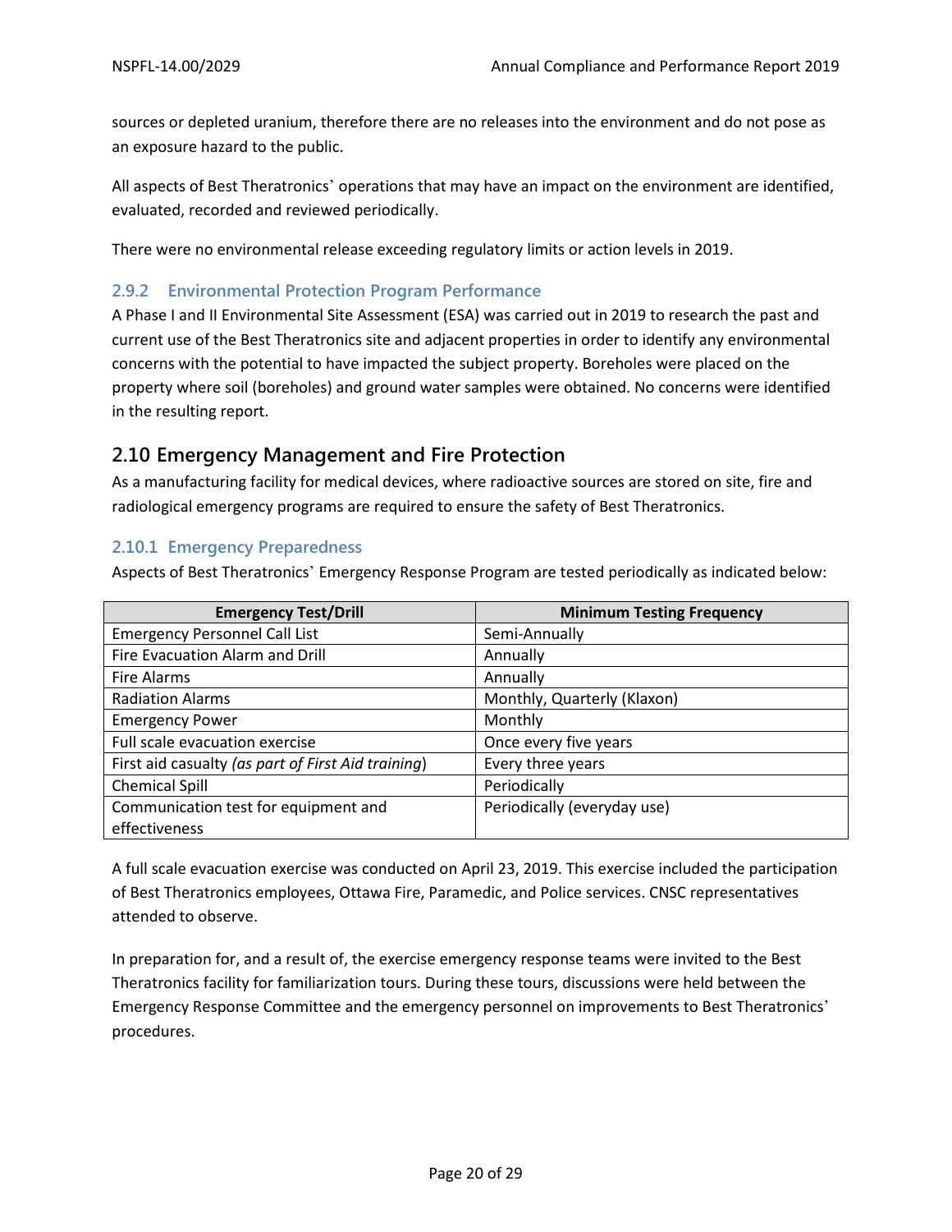sources or depleted uranium, therefore there are no releases into the environment and do not pose as an exposure hazard to the public.

All aspects of Best Theratronics' operations that may have an impact on the environment are identified, evaluated, recorded and reviewed periodically.

There were no environmental release exceeding regulatory limits or action levels in 2019.

### 2.9.2 Environmental Protection Program Performance

A Phase I and II Environmental Site Assessment (ESA) was carried out in 2019 to research the past and current use of the Best Theratronics site and adjacent properties in order to identify any environmental concerns with the potential to have impacted the subject property. Boreholes were placed on the property where soil (boreholes) and ground water samples were obtained. No concerns were identified in the resulting report.

## 2.10 Emergency Management and Fire Protection

As a manufacturing facility for medical devices, where radioactive sources are stored on site, fire and radiological emergency programs are required to ensure the safety of Best Theratronics.

### 2.10.1 Emergency Preparedness

Aspects of Best Theratronics' Emergency Response Program are tested periodically as indicated below:

| Emergency Test/Drill | Minimum Testing Frequency |
|---|---|
| Emergency Personnel Call List | Semi-Annually |
| Fire Evacuation Alarm and Drill | Annually |
| Fire Alarms | Annually |
| Radiation Alarms | Monthly, Quarterly (Klaxon) |
| Emergency Power | Monthly |
| Full scale evacuation exercise | Once every five years |
| First aid casualty *(as part of First Aid training)* | Every three years |
| Chemical Spill | Periodically |
| Communication test for equipment and effectiveness | Periodically (everyday use) |

A full scale evacuation exercise was conducted on April 23, 2019. This exercise included the participation of Best Theratronics employees, Ottawa Fire, Paramedic, and Police services. CNSC representatives attended to observe.

In preparation for, and a result of, the exercise emergency response teams were invited to the Best Theratronics facility for familiarization tours. During these tours, discussions were held between the Emergency Response Committee and the emergency personnel on improvements to Best Theratronics' procedures.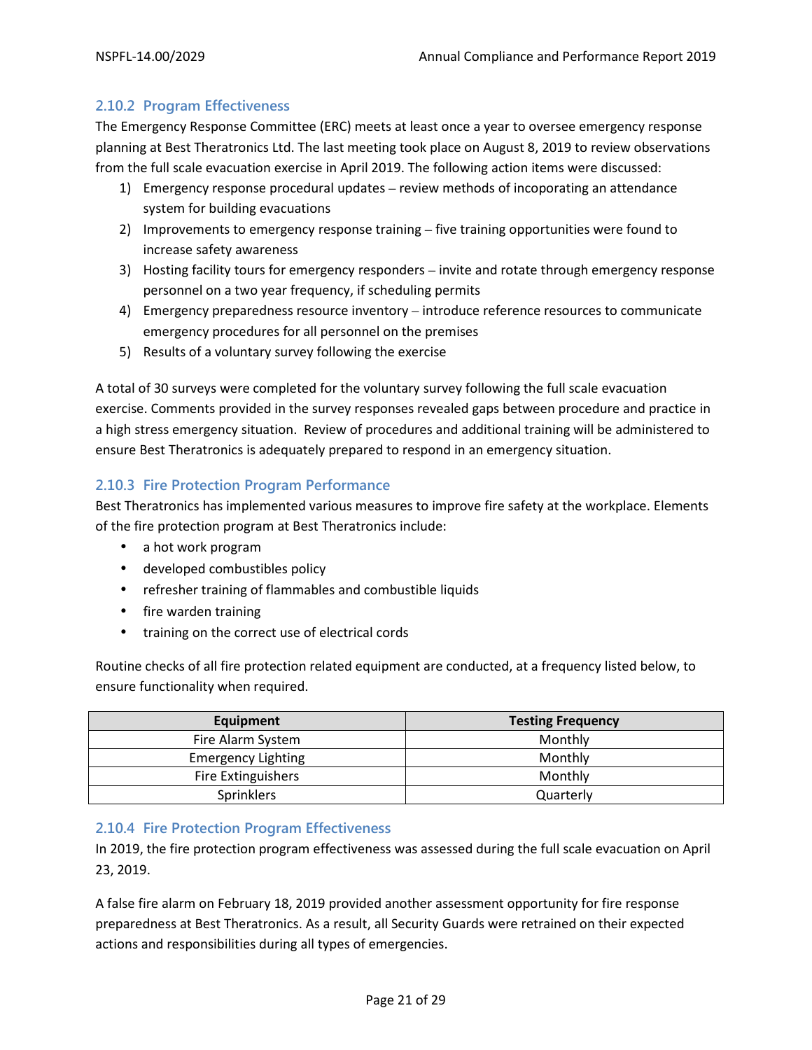### 2.10.2 Program Effectiveness

The Emergency Response Committee (ERC) meets at least once a year to oversee emergency response planning at Best Theratronics Ltd. The last meeting took place on August 8, 2019 to review observations from the full scale evacuation exercise in April 2019. The following action items were discussed:

1) Emergency response procedural updates – review methods of incoporating an attendance system for building evacuations
2) Improvements to emergency response training – five training opportunities were found to increase safety awareness
3) Hosting facility tours for emergency responders – invite and rotate through emergency response personnel on a two year frequency, if scheduling permits
4) Emergency preparedness resource inventory – introduce reference resources to communicate emergency procedures for all personnel on the premises
5) Results of a voluntary survey following the exercise

A total of 30 surveys were completed for the voluntary survey following the full scale evacuation exercise. Comments provided in the survey responses revealed gaps between procedure and practice in a high stress emergency situation. Review of procedures and additional training will be administered to ensure Best Theratronics is adequately prepared to respond in an emergency situation.

### 2.10.3 Fire Protection Program Performance

Best Theratronics has implemented various measures to improve fire safety at the workplace. Elements of the fire protection program at Best Theratronics include:

- a hot work program
- developed combustibles policy
- refresher training of flammables and combustible liquids
- fire warden training
- training on the correct use of electrical cords

Routine checks of all fire protection related equipment are conducted, at a frequency listed below, to ensure functionality when required.

| Equipment | Testing Frequency |
|---|---|
| Fire Alarm System | Monthly |
| Emergency Lighting | Monthly |
| Fire Extinguishers | Monthly |
| Sprinklers | Quarterly |

### 2.10.4 Fire Protection Program Effectiveness

In 2019, the fire protection program effectiveness was assessed during the full scale evacuation on April 23, 2019.

A false fire alarm on February 18, 2019 provided another assessment opportunity for fire response preparedness at Best Theratronics. As a result, all Security Guards were retrained on their expected actions and responsibilities during all types of emergencies.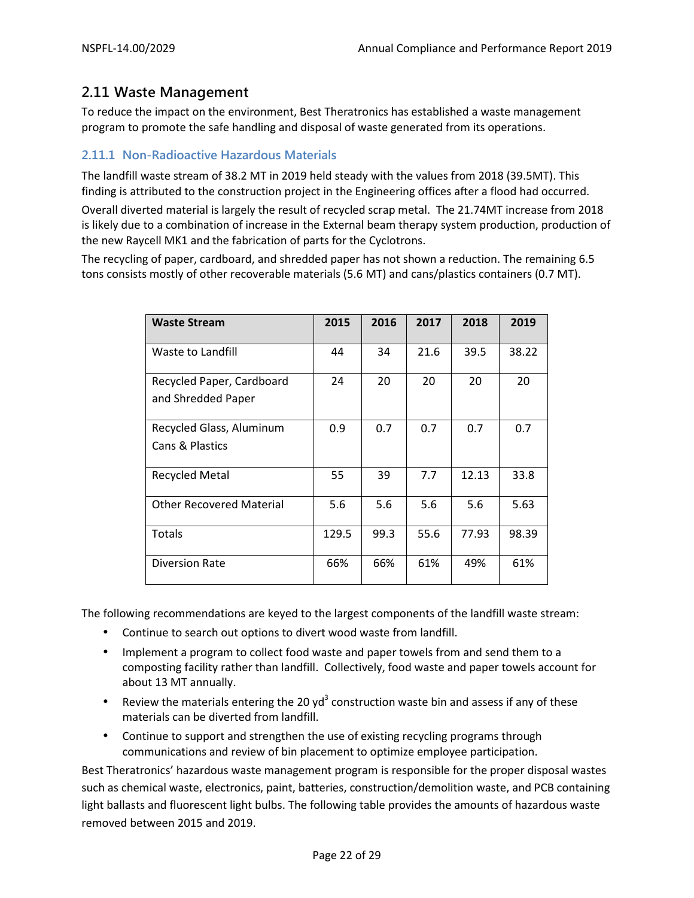## 2.11 Waste Management

To reduce the impact on the environment, Best Theratronics has established a waste management program to promote the safe handling and disposal of waste generated from its operations.

### 2.11.1 Non-Radioactive Hazardous Materials

The landfill waste stream of 38.2 MT in 2019 held steady with the values from 2018 (39.5MT). This finding is attributed to the construction project in the Engineering offices after a flood had occurred.

Overall diverted material is largely the result of recycled scrap metal. The 21.74MT increase from 2018 is likely due to a combination of increase in the External beam therapy system production, production of the new Raycell MK1 and the fabrication of parts for the Cyclotrons.

The recycling of paper, cardboard, and shredded paper has not shown a reduction. The remaining 6.5 tons consists mostly of other recoverable materials (5.6 MT) and cans/plastics containers (0.7 MT).

| Waste Stream | 2015 | 2016 | 2017 | 2018 | 2019 |
|---|---|---|---|---|---|
| Waste to Landfill | 44 | 34 | 21.6 | 39.5 | 38.22 |
| Recycled Paper, Cardboard and Shredded Paper | 24 | 20 | 20 | 20 | 20 |
| Recycled Glass, Aluminum Cans & Plastics | 0.9 | 0.7 | 0.7 | 0.7 | 0.7 |
| Recycled Metal | 55 | 39 | 7.7 | 12.13 | 33.8 |
| Other Recovered Material | 5.6 | 5.6 | 5.6 | 5.6 | 5.63 |
| Totals | 129.5 | 99.3 | 55.6 | 77.93 | 98.39 |
| Diversion Rate | 66% | 66% | 61% | 49% | 61% |

The following recommendations are keyed to the largest components of the landfill waste stream:

- Continue to search out options to divert wood waste from landfill.
- Implement a program to collect food waste and paper towels from and send them to a composting facility rather than landfill. Collectively, food waste and paper towels account for about 13 MT annually.
- Review the materials entering the 20 $yd^3$ construction waste bin and assess if any of these materials can be diverted from landfill.
- Continue to support and strengthen the use of existing recycling programs through communications and review of bin placement to optimize employee participation.

Best Theratronics' hazardous waste management program is responsible for the proper disposal wastes such as chemical waste, electronics, paint, batteries, construction/demolition waste, and PCB containing light ballasts and fluorescent light bulbs. The following table provides the amounts of hazardous waste removed between 2015 and 2019.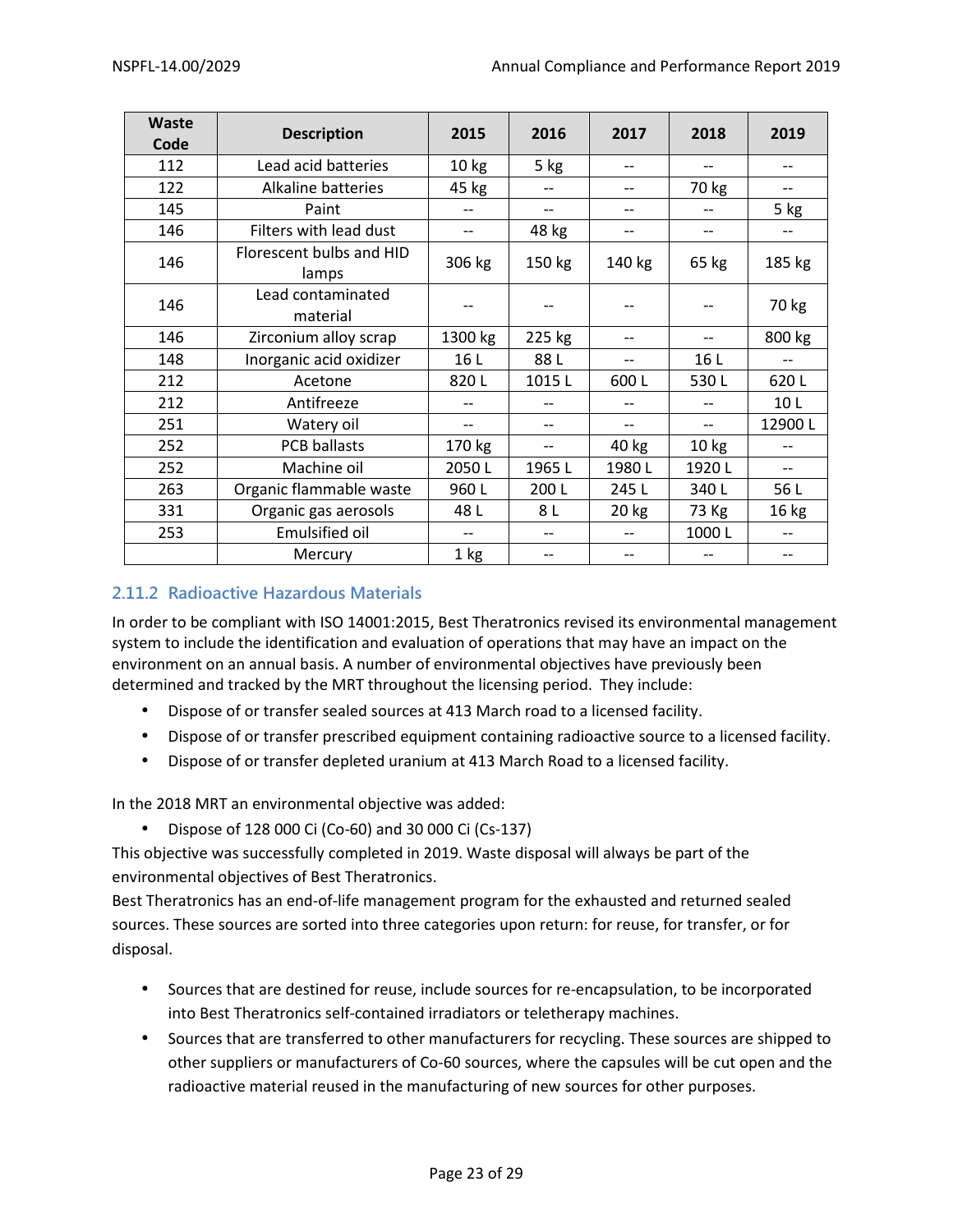| Waste Code | Description | 2015 | 2016 | 2017 | 2018 | 2019 |
|---|---|---|---|---|---|---|
| 112 | Lead acid batteries | 10 kg | 5 kg | -- | -- | -- |
| 122 | Alkaline batteries | 45 kg | -- | -- | 70 kg | -- |
| 145 | Paint | -- | -- | -- | -- | 5 kg |
| 146 | Filters with lead dust | -- | 48 kg | -- | -- | -- |
| 146 | Florescent bulbs and HID lamps | 306 kg | 150 kg | 140 kg | 65 kg | 185 kg |
| 146 | Lead contaminated material | -- | -- | -- | -- | 70 kg |
| 146 | Zirconium alloy scrap | 1300 kg | 225 kg | -- | -- | 800 kg |
| 148 | Inorganic acid oxidizer | 16 L | 88 L | -- | 16 L | -- |
| 212 | Acetone | 820 L | 1015 L | 600 L | 530 L | 620 L |
| 212 | Antifreeze | -- | -- | -- | -- | 10 L |
| 251 | Watery oil | -- | -- | -- | -- | 12900 L |
| 252 | PCB ballasts | 170 kg | -- | 40 kg | 10 kg | -- |
| 252 | Machine oil | 2050 L | 1965 L | 1980 L | 1920 L | -- |
| 263 | Organic flammable waste | 960 L | 200 L | 245 L | 340 L | 56 L |
| 331 | Organic gas aerosols | 48 L | 8 L | 20 kg | 73 Kg | 16 kg |
| 253 | Emulsified oil | -- | -- | -- | 1000 L | -- |
| | Mercury | 1 kg | -- | -- | -- | -- |

### 2.11.2 Radioactive Hazardous Materials

In order to be compliant with ISO 14001:2015, Best Theratronics revised its environmental management system to include the identification and evaluation of operations that may have an impact on the environment on an annual basis. A number of environmental objectives have previously been determined and tracked by the MRT throughout the licensing period. They include:

- Dispose of or transfer sealed sources at 413 March road to a licensed facility.
- Dispose of or transfer prescribed equipment containing radioactive source to a licensed facility.
- Dispose of or transfer depleted uranium at 413 March Road to a licensed facility.

In the 2018 MRT an environmental objective was added:

- Dispose of 128 000 Ci (Co-60) and 30 000 Ci (Cs-137)

This objective was successfully completed in 2019. Waste disposal will always be part of the environmental objectives of Best Theratronics.

Best Theratronics has an end-of-life management program for the exhausted and returned sealed sources. These sources are sorted into three categories upon return: for reuse, for transfer, or for disposal.

- Sources that are destined for reuse, include sources for re-encapsulation, to be incorporated into Best Theratronics self-contained irradiators or teletherapy machines.
- Sources that are transferred to other manufacturers for recycling. These sources are shipped to other suppliers or manufacturers of Co-60 sources, where the capsules will be cut open and the radioactive material reused in the manufacturing of new sources for other purposes.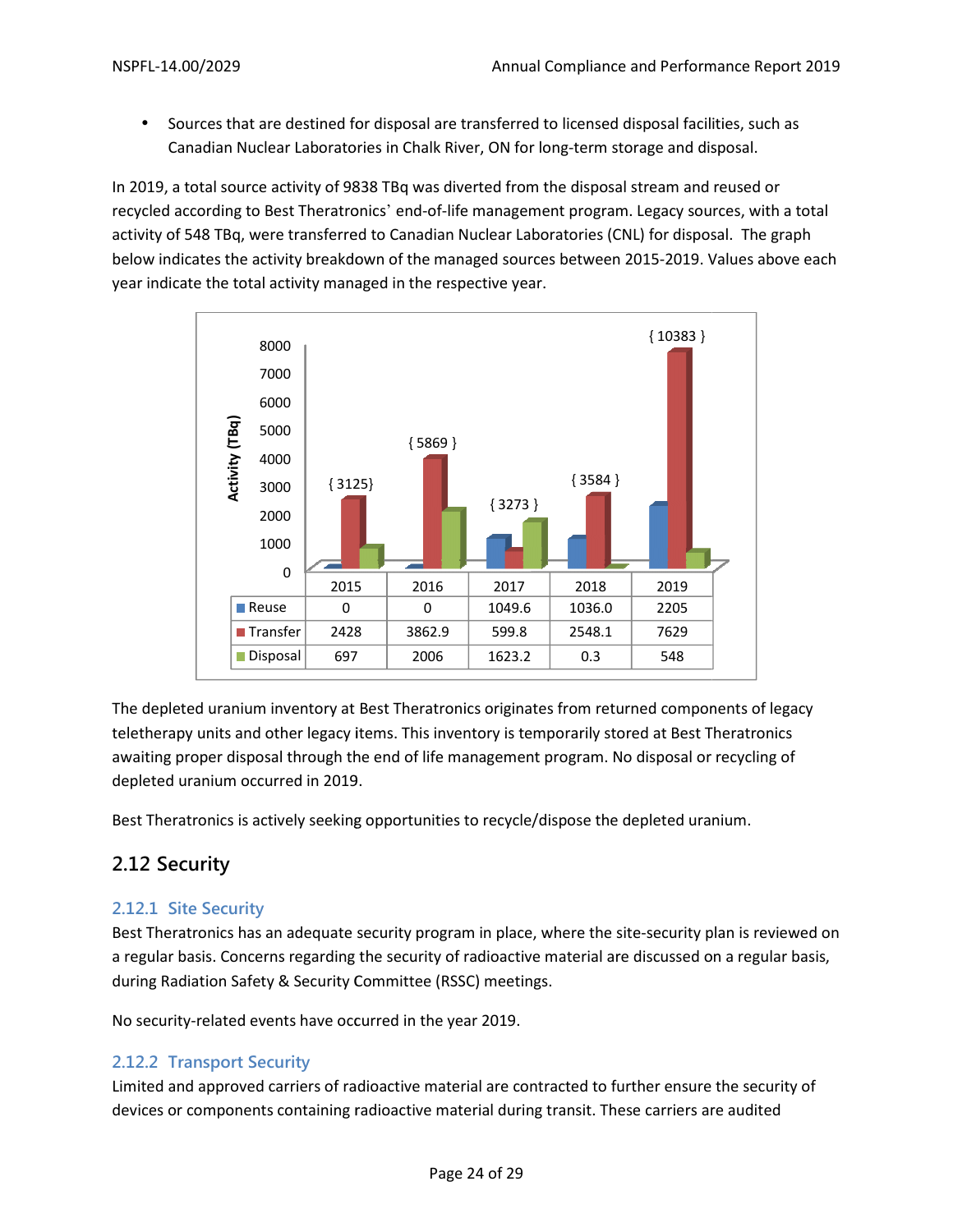- Sources that are destined for disposal are transferred to licensed disposal facilities, such as Canadian Nuclear Laboratories in Chalk River, ON for long-term storage and disposal.

In 2019, a total source activity of 9838 TBq was diverted from the disposal stream and reused or recycled according to Best Theratronics' end-of-life management program. Legacy sources, with a total activity of 548 TBq, were transferred to Canadian Nuclear Laboratories (CNL) for disposal. The graph below indicates the activity breakdown of the managed sources between 2015-2019. Values above each year indicate the total activity managed in the respective year.

| Activity (TBq) | 2015 | 2016 | 2017 | 2018 | 2019 |
|---|---|---|---|---|---|
| Total | { 3125} | { 5869 } | { 3273 } | { 3584 } | { 10383 } |
| Reuse | 0 | 0 | 1049.6 | 1036.0 | 2205 |
| Transfer | 2428 | 3862.9 | 599.8 | 2548.1 | 7629 |
| Disposal | 697 | 2006 | 1623.2 | 0.3 | 548 |

The depleted uranium inventory at Best Theratronics originates from returned components of legacy teletherapy units and other legacy items. This inventory is temporarily stored at Best Theratronics awaiting proper disposal through the end of life management program. No disposal or recycling of depleted uranium occurred in 2019.

Best Theratronics is actively seeking opportunities to recycle/dispose the depleted uranium.

## 2.12 Security

### 2.12.1 Site Security

Best Theratronics has an adequate security program in place, where the site-security plan is reviewed on a regular basis. Concerns regarding the security of radioactive material are discussed on a regular basis, during Radiation Safety & Security Committee (RSSC) meetings.

No security-related events have occurred in the year 2019.

### 2.12.2 Transport Security

Limited and approved carriers of radioactive material are contracted to further ensure the security of devices or components containing radioactive material during transit. These carriers are audited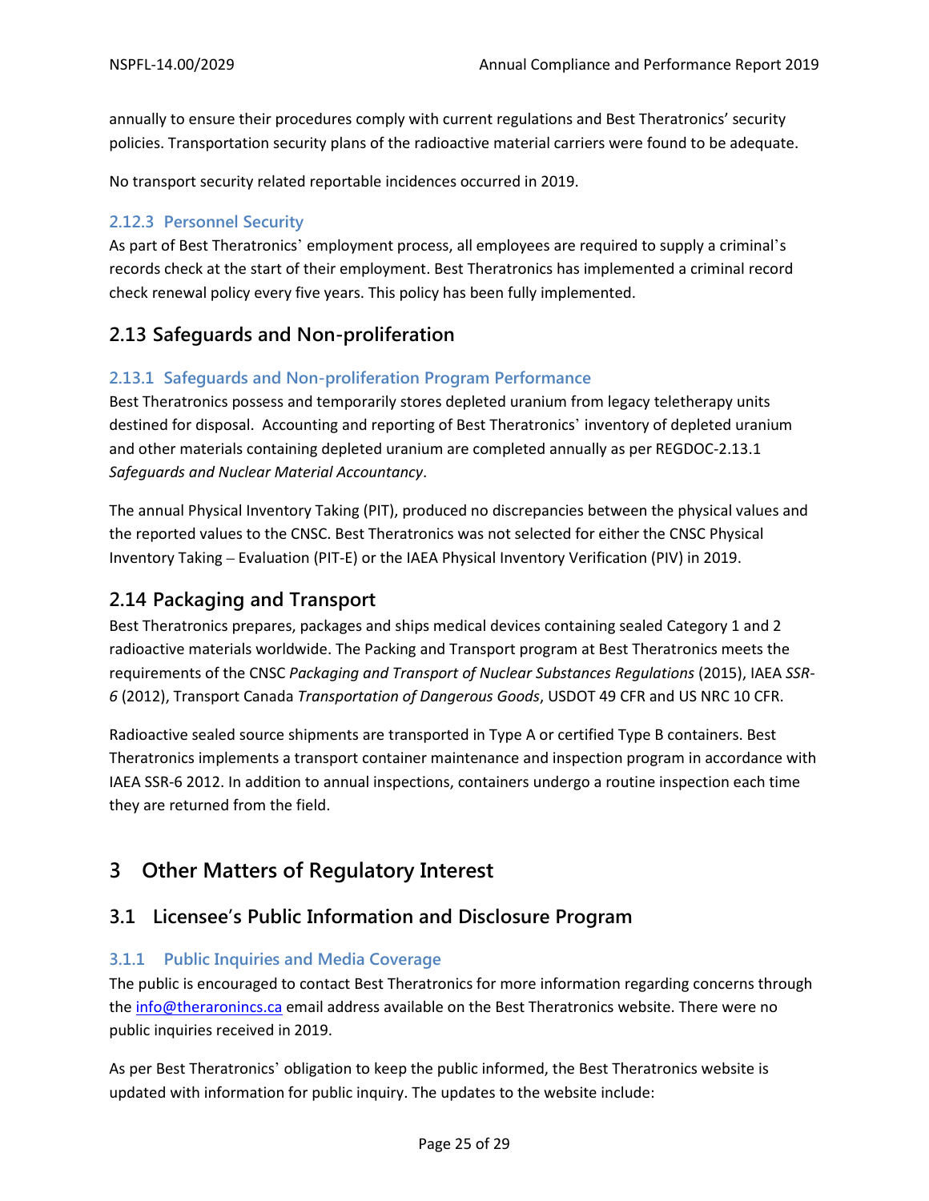annually to ensure their procedures comply with current regulations and Best Theratronics' security policies. Transportation security plans of the radioactive material carriers were found to be adequate.

No transport security related reportable incidences occurred in 2019.

### 2.12.3 Personnel Security

As part of Best Theratronics' employment process, all employees are required to supply a criminal's records check at the start of their employment. Best Theratronics has implemented a criminal record check renewal policy every five years. This policy has been fully implemented.

## 2.13 Safeguards and Non-proliferation

### 2.13.1 Safeguards and Non-proliferation Program Performance

Best Theratronics possess and temporarily stores depleted uranium from legacy teletherapy units destined for disposal. Accounting and reporting of Best Theratronics' inventory of depleted uranium and other materials containing depleted uranium are completed annually as per REGDOC-2.13.1 *Safeguards and Nuclear Material Accountancy*.

The annual Physical Inventory Taking (PIT), produced no discrepancies between the physical values and the reported values to the CNSC. Best Theratronics was not selected for either the CNSC Physical Inventory Taking – Evaluation (PIT-E) or the IAEA Physical Inventory Verification (PIV) in 2019.

## 2.14 Packaging and Transport

Best Theratronics prepares, packages and ships medical devices containing sealed Category 1 and 2 radioactive materials worldwide. The Packing and Transport program at Best Theratronics meets the requirements of the CNSC *Packaging and Transport of Nuclear Substances Regulations* (2015), IAEA *SSR-6* (2012), Transport Canada *Transportation of Dangerous Goods*, USDOT 49 CFR and US NRC 10 CFR.

Radioactive sealed source shipments are transported in Type A or certified Type B containers. Best Theratronics implements a transport container maintenance and inspection program in accordance with IAEA SSR-6 2012. In addition to annual inspections, containers undergo a routine inspection each time they are returned from the field.

# 3 Other Matters of Regulatory Interest

## 3.1 Licensee's Public Information and Disclosure Program

### 3.1.1 Public Inquiries and Media Coverage

The public is encouraged to contact Best Theratronics for more information regarding concerns through the info@theraronincs.ca email address available on the Best Theratronics website. There were no public inquiries received in 2019.

As per Best Theratronics' obligation to keep the public informed, the Best Theratronics website is updated with information for public inquiry. The updates to the website include: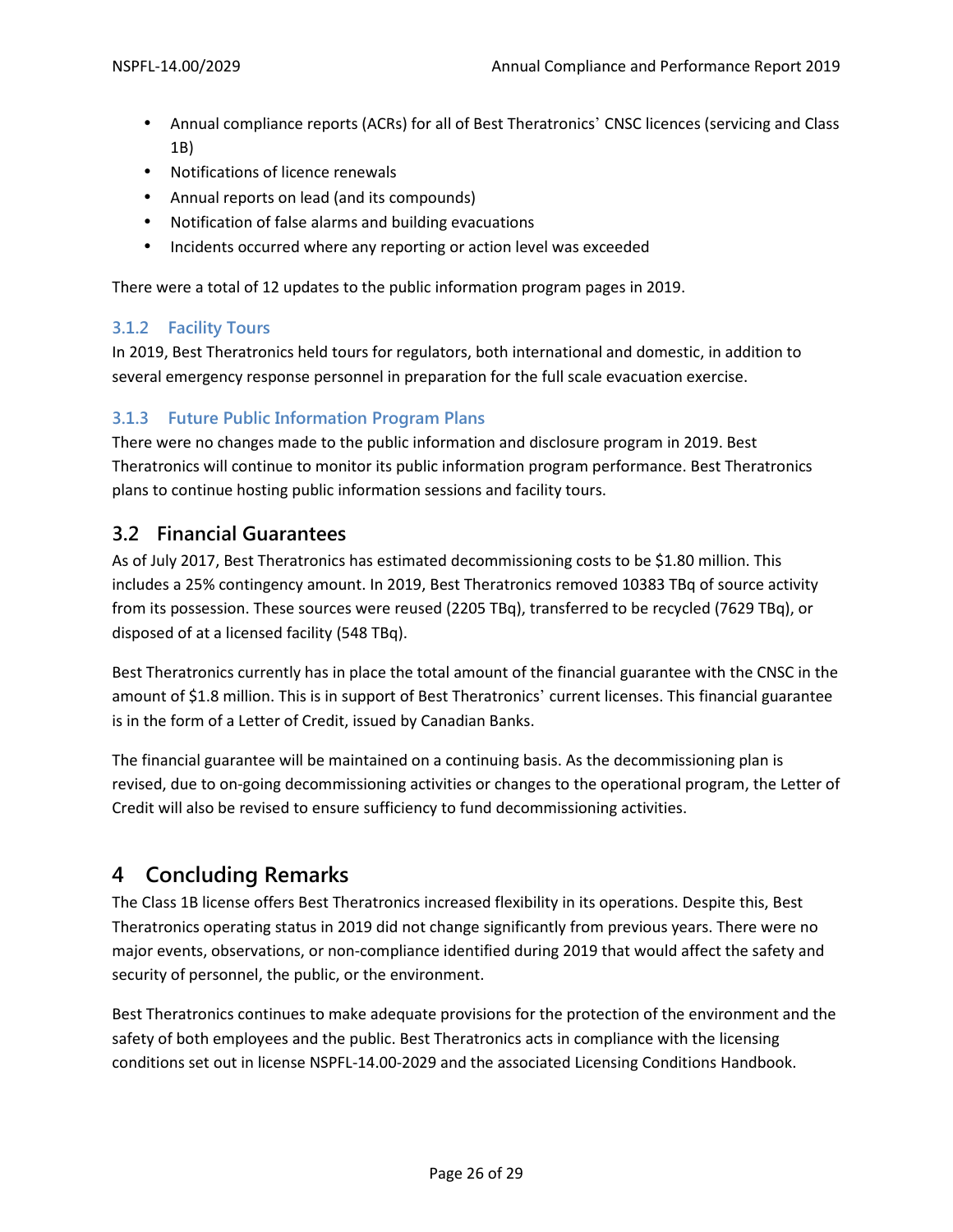- Annual compliance reports (ACRs) for all of Best Theratronics' CNSC licences (servicing and Class 1B)
- Notifications of licence renewals
- Annual reports on lead (and its compounds)
- Notification of false alarms and building evacuations
- Incidents occurred where any reporting or action level was exceeded

There were a total of 12 updates to the public information program pages in 2019.

### 3.1.2 Facility Tours

In 2019, Best Theratronics held tours for regulators, both international and domestic, in addition to several emergency response personnel in preparation for the full scale evacuation exercise.

### 3.1.3 Future Public Information Program Plans

There were no changes made to the public information and disclosure program in 2019. Best Theratronics will continue to monitor its public information program performance. Best Theratronics plans to continue hosting public information sessions and facility tours.

## 3.2 Financial Guarantees

As of July 2017, Best Theratronics has estimated decommissioning costs to be $1.80 million. This includes a 25% contingency amount. In 2019, Best Theratronics removed 10383 TBq of source activity from its possession. These sources were reused (2205 TBq), transferred to be recycled (7629 TBq), or disposed of at a licensed facility (548 TBq).

Best Theratronics currently has in place the total amount of the financial guarantee with the CNSC in the amount of $1.8 million. This is in support of Best Theratronics' current licenses. This financial guarantee is in the form of a Letter of Credit, issued by Canadian Banks.

The financial guarantee will be maintained on a continuing basis. As the decommissioning plan is revised, due to on-going decommissioning activities or changes to the operational program, the Letter of Credit will also be revised to ensure sufficiency to fund decommissioning activities.

# 4 Concluding Remarks

The Class 1B license offers Best Theratronics increased flexibility in its operations. Despite this, Best Theratronics operating status in 2019 did not change significantly from previous years. There were no major events, observations, or non-compliance identified during 2019 that would affect the safety and security of personnel, the public, or the environment.

Best Theratronics continues to make adequate provisions for the protection of the environment and the safety of both employees and the public. Best Theratronics acts in compliance with the licensing conditions set out in license NSPFL-14.00-2029 and the associated Licensing Conditions Handbook.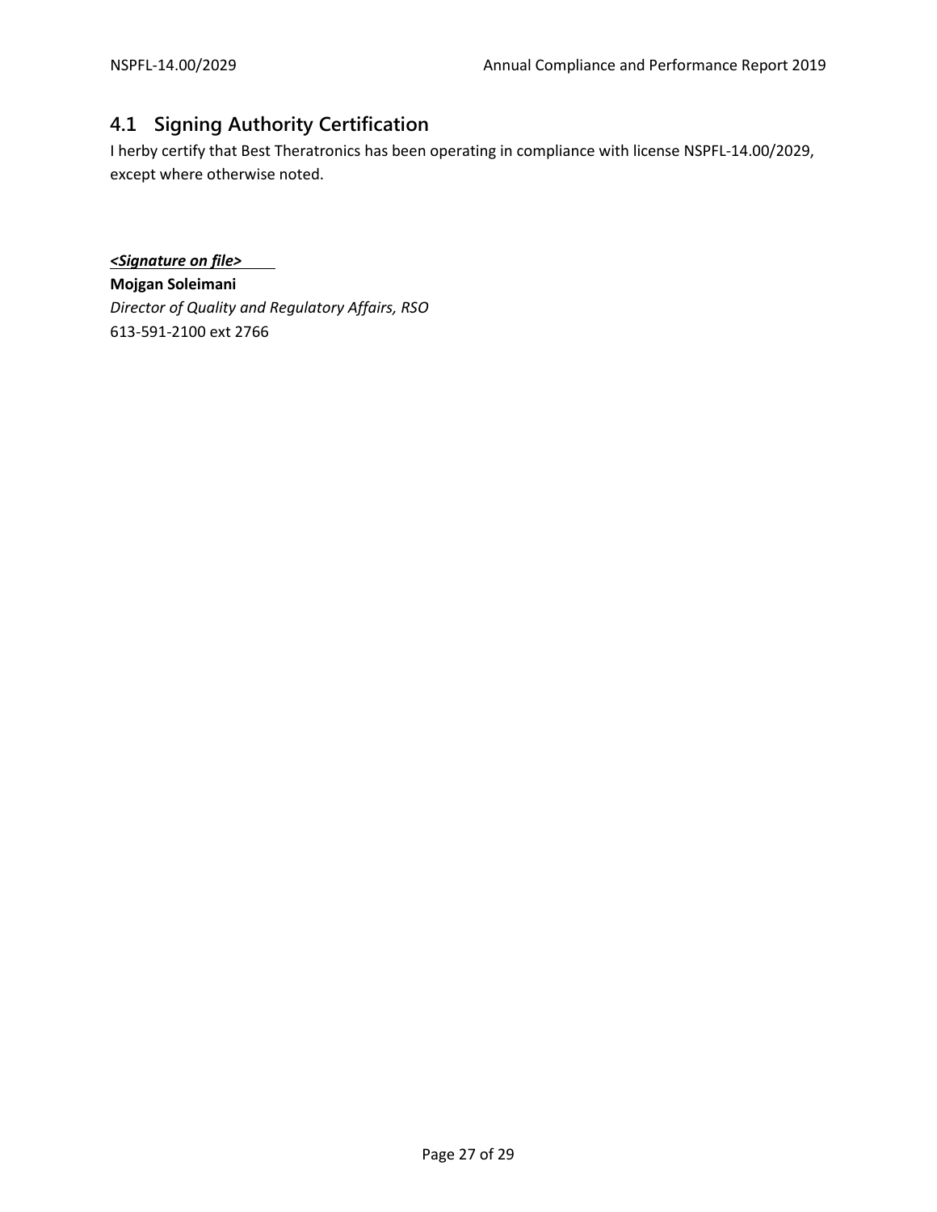## 4.1 Signing Authority Certification

I herby certify that Best Theratronics has been operating in compliance with license NSPFL-14.00/2029, except where otherwise noted.

***<Signature on file>***

**Mojgan Soleimani**
*Director of Quality and Regulatory Affairs, RSO*
613-591-2100 ext 2766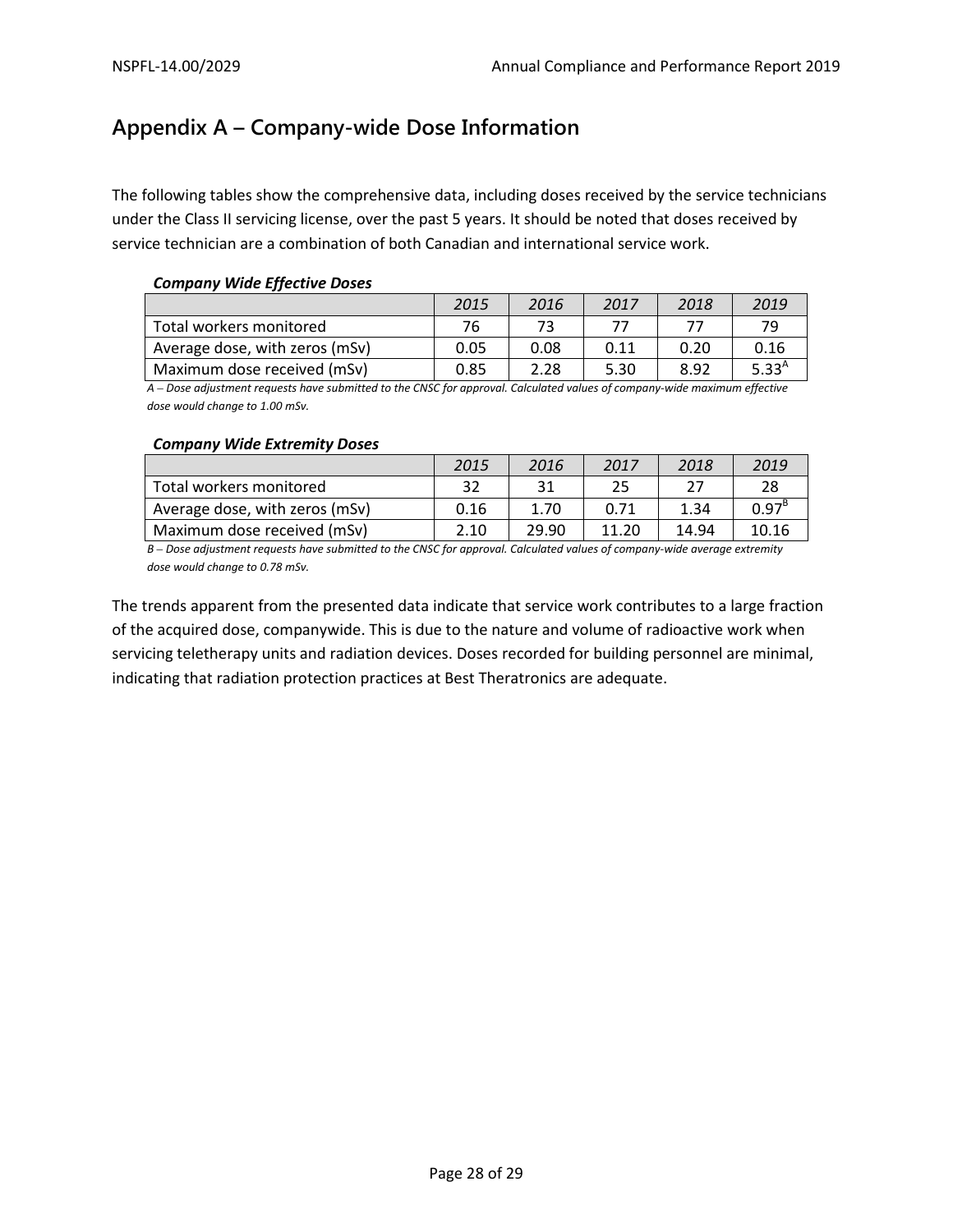## Appendix A – Company-wide Dose Information

The following tables show the comprehensive data, including doses received by the service technicians under the Class II servicing license, over the past 5 years. It should be noted that doses received by service technician are a combination of both Canadian and international service work.

***Company Wide Effective Doses***

| | *2015* | *2016* | *2017* | *2018* | *2019* |
|---|---|---|---|---|---|
| Total workers monitored | 76 | 73 | 77 | 77 | 79 |
| Average dose, with zeros (mSv) | 0.05 | 0.08 | 0.11 | 0.20 | 0.16 |
| Maximum dose received (mSv) | 0.85 | 2.28 | 5.30 | 8.92 | 5.33[A] |

*A – Dose adjustment requests have submitted to the CNSC for approval. Calculated values of company-wide maximum effective dose would change to 1.00 mSv.*

***Company Wide Extremity Doses***

| | *2015* | *2016* | *2017* | *2018* | *2019* |
|---|---|---|---|---|---|
| Total workers monitored | 32 | 31 | 25 | 27 | 28 |
| Average dose, with zeros (mSv) | 0.16 | 1.70 | 0.71 | 1.34 | 0.97[B] |
| Maximum dose received (mSv) | 2.10 | 29.90 | 11.20 | 14.94 | 10.16 |

*B – Dose adjustment requests have submitted to the CNSC for approval. Calculated values of company-wide average extremity dose would change to 0.78 mSv.*

The trends apparent from the presented data indicate that service work contributes to a large fraction of the acquired dose, companywide. This is due to the nature and volume of radioactive work when servicing teletherapy units and radiation devices. Doses recorded for building personnel are minimal, indicating that radiation protection practices at Best Theratronics are adequate.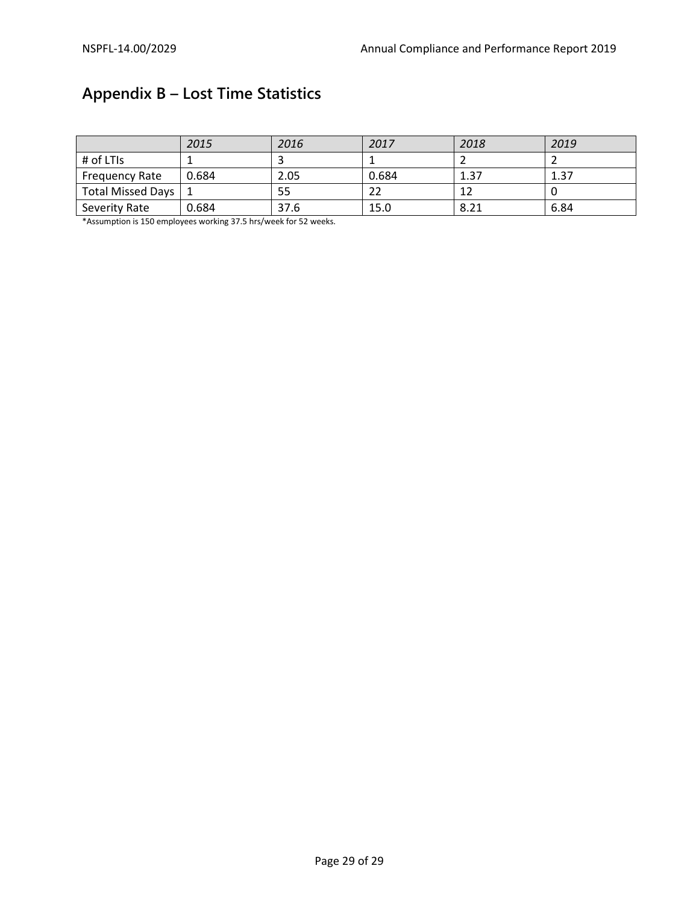## Appendix B – Lost Time Statistics

| | *2015* | *2016* | *2017* | *2018* | *2019* |
|---|---|---|---|---|---|
| # of LTIs | 1 | 3 | 1 | 2 | 2 |
| Frequency Rate | 0.684 | 2.05 | 0.684 | 1.37 | 1.37 |
| Total Missed Days | 1 | 55 | 22 | 12 | 0 |
| Severity Rate | 0.684 | 37.6 | 15.0 | 8.21 | 6.84 |

*Assumption is 150 employees working 37.5 hrs/week for 52 weeks.